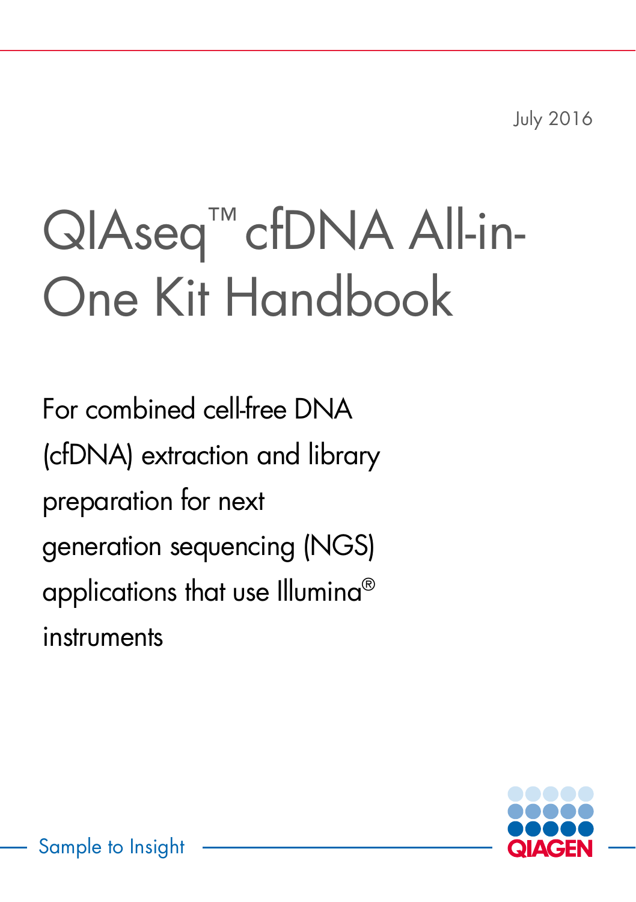July 2016

# QIAseq™ cfDNA All-in-One Kit Handbook

For combined cell-free DNA (cfDNA) extraction and library preparation for next generation sequencing (NGS) applications that use Illumina® instruments

Sample to Insight

QIAGEN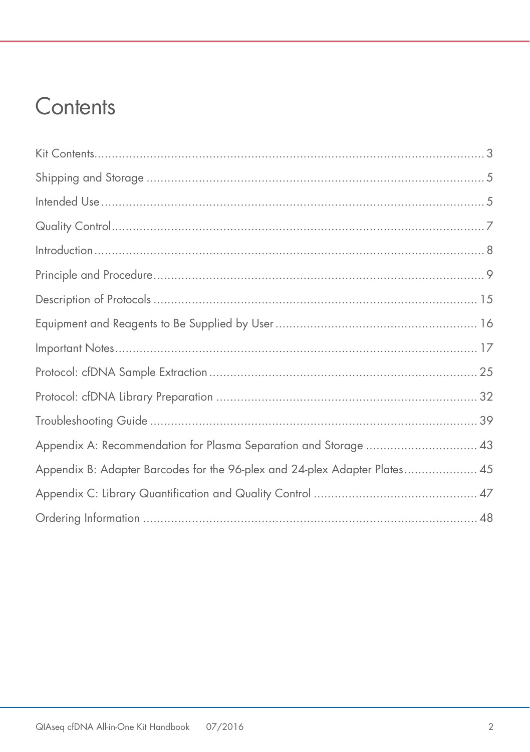# Contents

Kit Contents ........................................................................................................ 3

Shipping and Storage ............................................................................................. 5

Intended Use ........................................................................................................ 5

Quality Control ..................................................................................................... 7

Introduction .......................................................................................................... 8

Principle and Procedure ......................................................................................... 9

Description of Protocols ........................................................................................ 15

Equipment and Reagents to Be Supplied by User ................................................... 16

Important Notes .................................................................................................. 17

Protocol: cfDNA Sample Extraction ....................................................................... 25

Protocol: cfDNA Library Preparation ..................................................................... 32

Troubleshooting Guide ......................................................................................... 39

Appendix A: Recommendation for Plasma Separation and Storage .......................... 43

Appendix B: Adapter Barcodes for the 96-plex and 24-plex Adapter Plates ................ 45

Appendix C: Library Quantification and Quality Control .......................................... 47

Ordering Information ............................................................................................ 48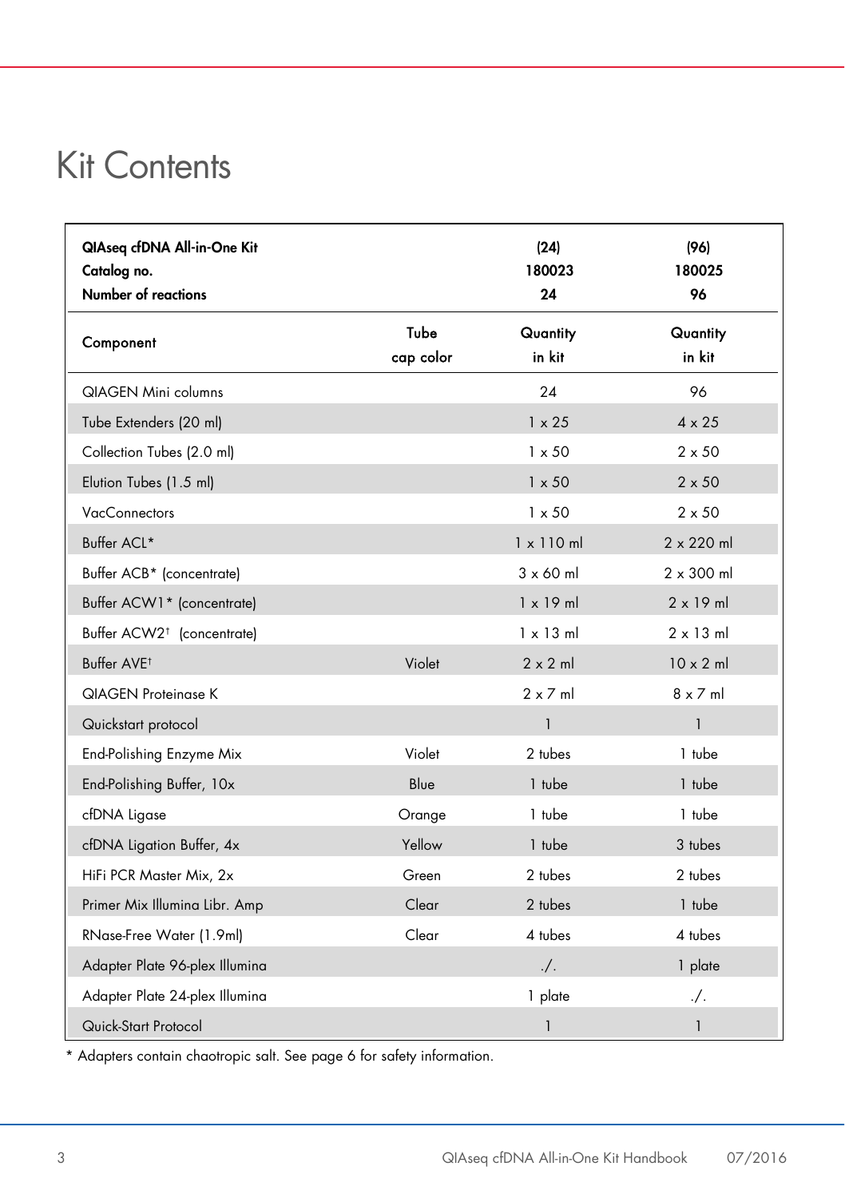# Kit Contents

| QIAseq cfDNA All-in-One Kit<br>Catalog no.<br>Number of reactions | | (24)<br>180023<br>24 | (96)<br>180025<br>96 |
|---|---|---|---|
| **Component** | **Tube cap color** | **Quantity in kit** | **Quantity in kit** |
| QIAGEN Mini columns | | 24 | 96 |
| Tube Extenders (20 ml) | | 1 x 25 | 4 x 25 |
| Collection Tubes (2.0 ml) | | 1 x 50 | 2 x 50 |
| Elution Tubes (1.5 ml) | | 1 x 50 | 2 x 50 |
| VacConnectors | | 1 x 50 | 2 x 50 |
| Buffer ACL* | | 1 x 110 ml | 2 x 220 ml |
| Buffer ACB* (concentrate) | | 3 x 60 ml | 2 x 300 ml |
| Buffer ACW1* (concentrate) | | 1 x 19 ml | 2 x 19 ml |
| Buffer ACW2† (concentrate) | | 1 x 13 ml | 2 x 13 ml |
| Buffer AVE† | Violet | 2 x 2 ml | 10 x 2 ml |
| QIAGEN Proteinase K | | 2 x 7 ml | 8 x 7 ml |
| Quickstart protocol | | 1 | 1 |
| End-Polishing Enzyme Mix | Violet | 2 tubes | 1 tube |
| End-Polishing Buffer, 10x | Blue | 1 tube | 1 tube |
| cfDNA Ligase | Orange | 1 tube | 1 tube |
| cfDNA Ligation Buffer, 4x | Yellow | 1 tube | 3 tubes |
| HiFi PCR Master Mix, 2x | Green | 2 tubes | 2 tubes |
| Primer Mix Illumina Libr. Amp | Clear | 2 tubes | 1 tube |
| RNase-Free Water (1.9ml) | Clear | 4 tubes | 4 tubes |
| Adapter Plate 96-plex Illumina | | ./. | 1 plate |
| Adapter Plate 24-plex Illumina | | 1 plate | ./. |
| Quick-Start Protocol | | 1 | 1 |

* Adapters contain chaotropic salt. See page 6 for safety information.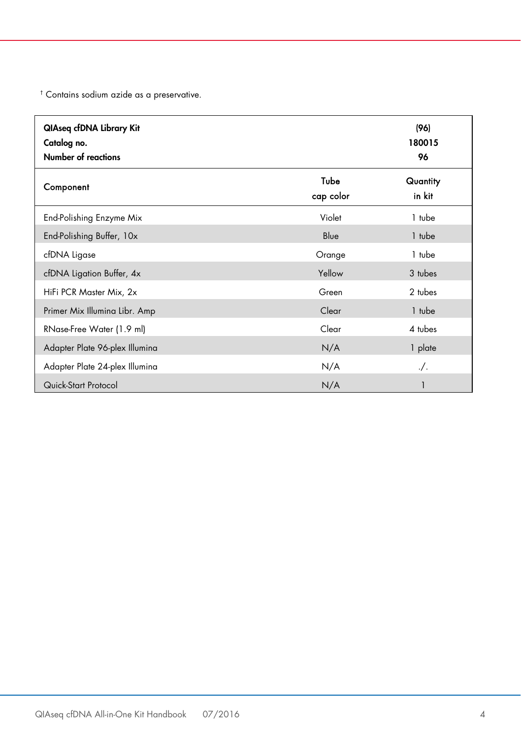† Contains sodium azide as a preservative.

| **QIAseq cfDNA Library Kit**<br>**Catalog no.**<br>**Number of reactions** | | **(96)**<br>**180015**<br>**96** |
|---|---|---|
| **Component** | **Tube cap color** | **Quantity in kit** |
| End-Polishing Enzyme Mix | Violet | 1 tube |
| End-Polishing Buffer, 10x | Blue | 1 tube |
| cfDNA Ligase | Orange | 1 tube |
| cfDNA Ligation Buffer, 4x | Yellow | 3 tubes |
| HiFi PCR Master Mix, 2x | Green | 2 tubes |
| Primer Mix Illumina Libr. Amp | Clear | 1 tube |
| RNase-Free Water (1.9 ml) | Clear | 4 tubes |
| Adapter Plate 96-plex Illumina | N/A | 1 plate |
| Adapter Plate 24-plex Illumina | N/A | ./. |
| Quick-Start Protocol | N/A | 1 |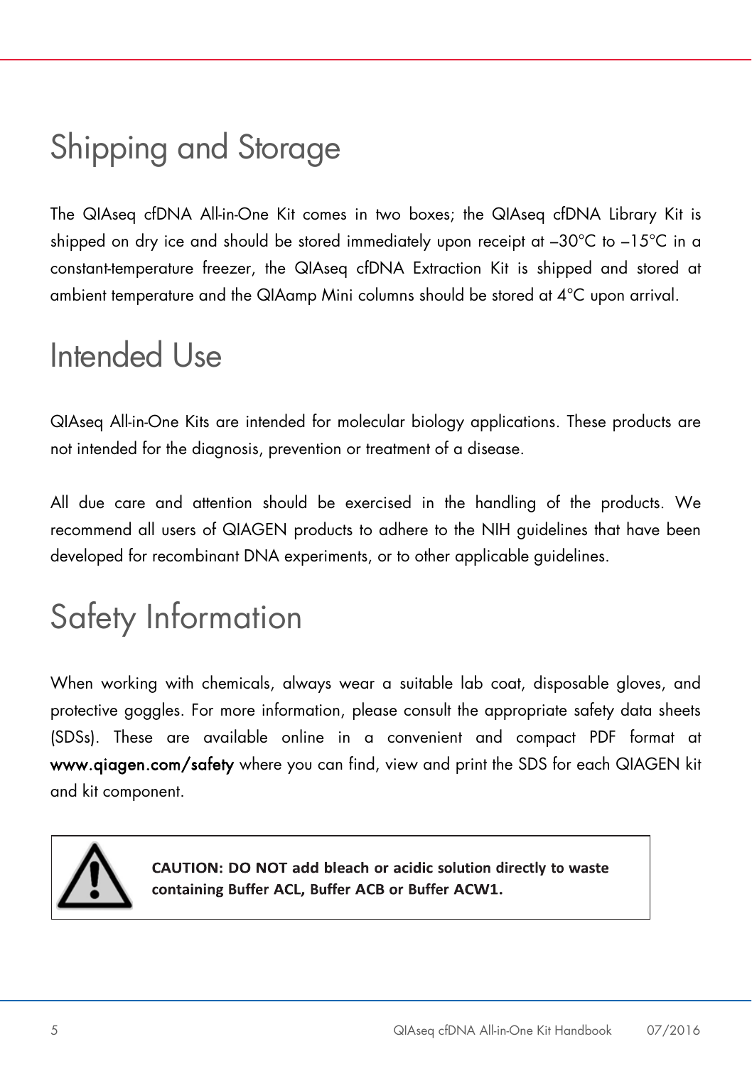# Shipping and Storage

The QIAseq cfDNA All-in-One Kit comes in two boxes; the QIAseq cfDNA Library Kit is shipped on dry ice and should be stored immediately upon receipt at –30°C to –15°C in a constant-temperature freezer, the QIAseq cfDNA Extraction Kit is shipped and stored at ambient temperature and the QIAamp Mini columns should be stored at 4°C upon arrival.

# Intended Use

QIAseq All-in-One Kits are intended for molecular biology applications. These products are not intended for the diagnosis, prevention or treatment of a disease.

All due care and attention should be exercised in the handling of the products. We recommend all users of QIAGEN products to adhere to the NIH guidelines that have been developed for recombinant DNA experiments, or to other applicable guidelines.

# Safety Information

When working with chemicals, always wear a suitable lab coat, disposable gloves, and protective goggles. For more information, please consult the appropriate safety data sheets (SDSs). These are available online in a convenient and compact PDF format at **www.qiagen.com/safety** where you can find, view and print the SDS for each QIAGEN kit and kit component.

**CAUTION: DO NOT add bleach or acidic solution directly to waste containing Buffer ACL, Buffer ACB or Buffer ACW1.**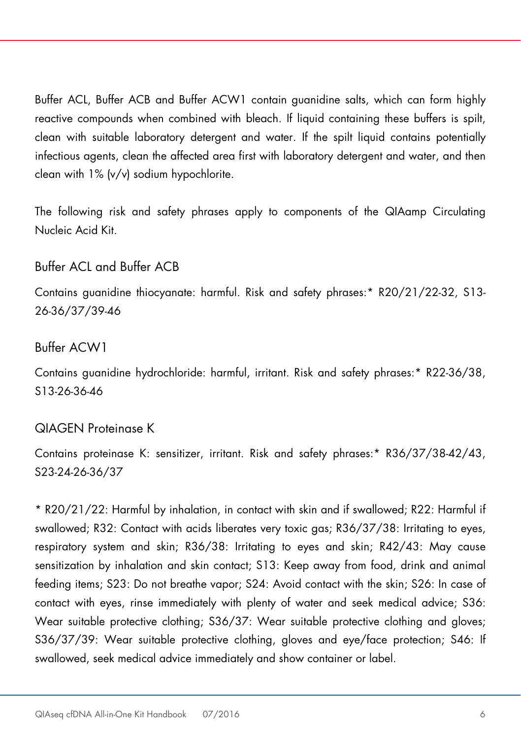Buffer ACL, Buffer ACB and Buffer ACW1 contain guanidine salts, which can form highly reactive compounds when combined with bleach. If liquid containing these buffers is spilt, clean with suitable laboratory detergent and water. If the spilt liquid contains potentially infectious agents, clean the affected area first with laboratory detergent and water, and then clean with 1% (v/v) sodium hypochlorite.

The following risk and safety phrases apply to components of the QIAamp Circulating Nucleic Acid Kit.

### Buffer ACL and Buffer ACB

Contains guanidine thiocyanate: harmful. Risk and safety phrases:* R20/21/22-32, S13-26-36/37/39-46

### Buffer ACW1

Contains guanidine hydrochloride: harmful, irritant. Risk and safety phrases:* R22-36/38, S13-26-36-46

### QIAGEN Proteinase K

Contains proteinase K: sensitizer, irritant. Risk and safety phrases:* R36/37/38-42/43, S23-24-26-36/37

* R20/21/22: Harmful by inhalation, in contact with skin and if swallowed; R22: Harmful if swallowed; R32: Contact with acids liberates very toxic gas; R36/37/38: Irritating to eyes, respiratory system and skin; R36/38: Irritating to eyes and skin; R42/43: May cause sensitization by inhalation and skin contact; S13: Keep away from food, drink and animal feeding items; S23: Do not breathe vapor; S24: Avoid contact with the skin; S26: In case of contact with eyes, rinse immediately with plenty of water and seek medical advice; S36: Wear suitable protective clothing; S36/37: Wear suitable protective clothing and gloves; S36/37/39: Wear suitable protective clothing, gloves and eye/face protection; S46: If swallowed, seek medical advice immediately and show container or label.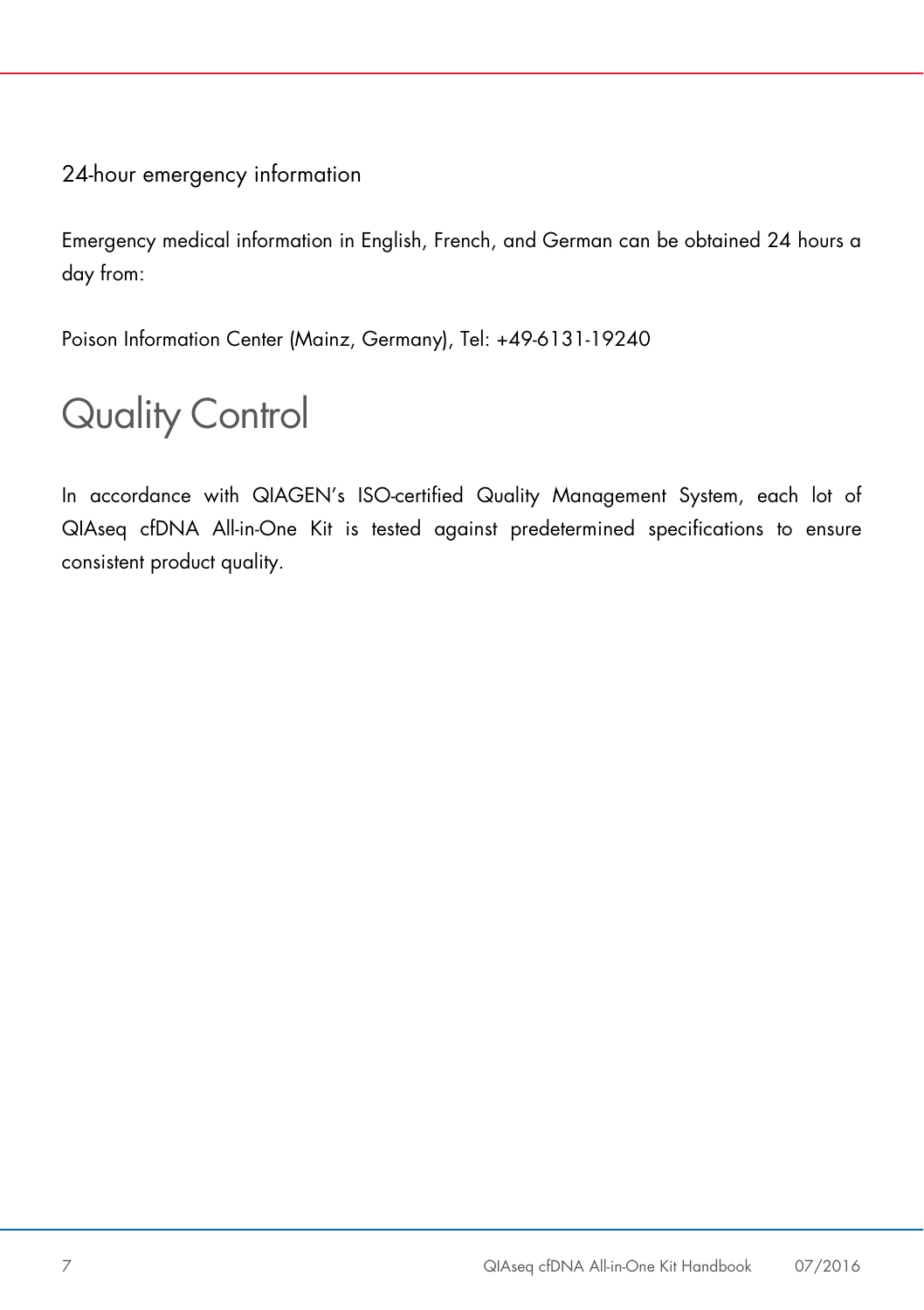### 24-hour emergency information

Emergency medical information in English, French, and German can be obtained 24 hours a day from:

Poison Information Center (Mainz, Germany), Tel: +49-6131-19240

# Quality Control

In accordance with QIAGEN's ISO-certified Quality Management System, each lot of QIAseq cfDNA All-in-One Kit is tested against predetermined specifications to ensure consistent product quality.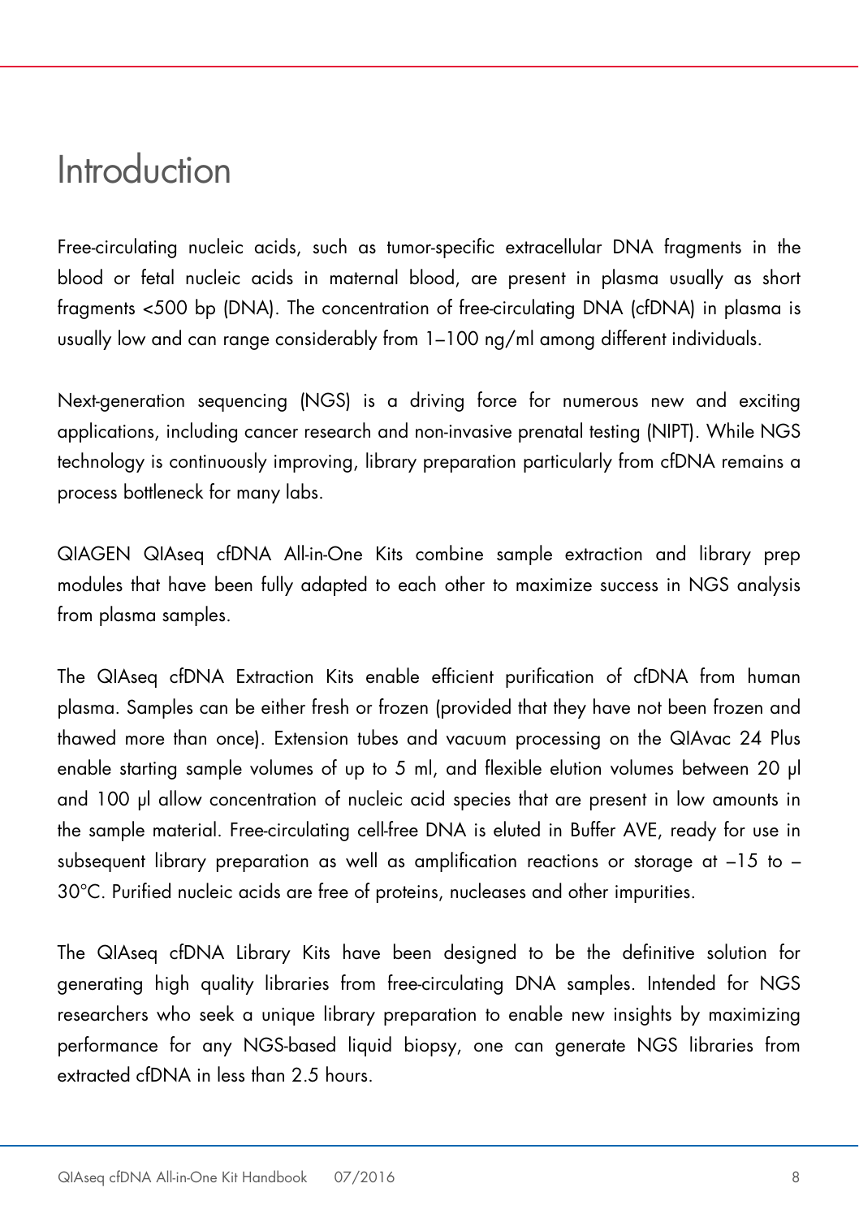# Introduction

Free-circulating nucleic acids, such as tumor-specific extracellular DNA fragments in the blood or fetal nucleic acids in maternal blood, are present in plasma usually as short fragments <500 bp (DNA). The concentration of free-circulating DNA (cfDNA) in plasma is usually low and can range considerably from 1–100 ng/ml among different individuals.

Next-generation sequencing (NGS) is a driving force for numerous new and exciting applications, including cancer research and non-invasive prenatal testing (NIPT). While NGS technology is continuously improving, library preparation particularly from cfDNA remains a process bottleneck for many labs.

QIAGEN QIAseq cfDNA All-in-One Kits combine sample extraction and library prep modules that have been fully adapted to each other to maximize success in NGS analysis from plasma samples.

The QIAseq cfDNA Extraction Kits enable efficient purification of cfDNA from human plasma. Samples can be either fresh or frozen (provided that they have not been frozen and thawed more than once). Extension tubes and vacuum processing on the QIAvac 24 Plus enable starting sample volumes of up to 5 ml, and flexible elution volumes between 20 µl and 100 µl allow concentration of nucleic acid species that are present in low amounts in the sample material. Free-circulating cell-free DNA is eluted in Buffer AVE, ready for use in subsequent library preparation as well as amplification reactions or storage at –15 to –30°C. Purified nucleic acids are free of proteins, nucleases and other impurities.

The QIAseq cfDNA Library Kits have been designed to be the definitive solution for generating high quality libraries from free-circulating DNA samples. Intended for NGS researchers who seek a unique library preparation to enable new insights by maximizing performance for any NGS-based liquid biopsy, one can generate NGS libraries from extracted cfDNA in less than 2.5 hours.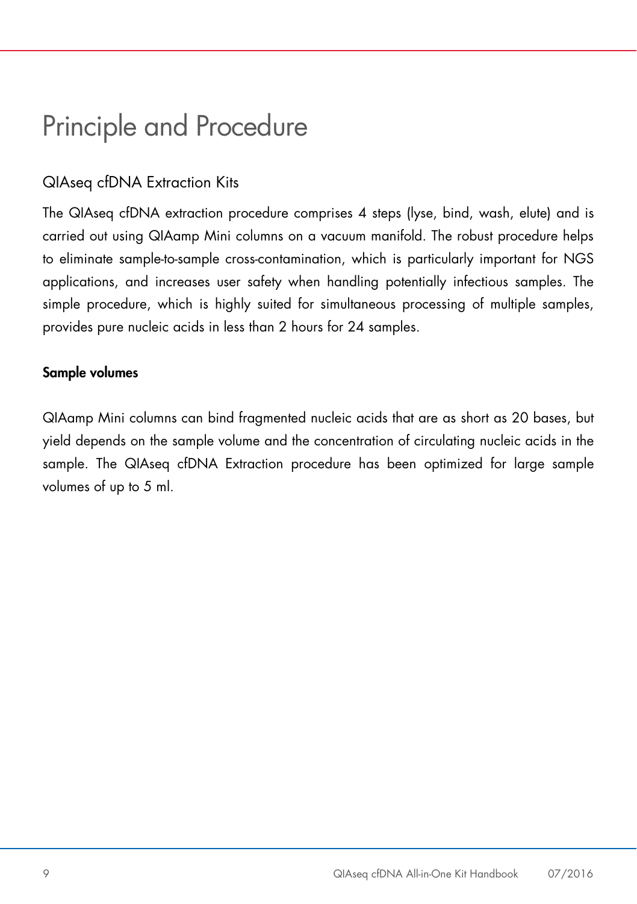# Principle and Procedure

## QIAseq cfDNA Extraction Kits

The QIAseq cfDNA extraction procedure comprises 4 steps (lyse, bind, wash, elute) and is carried out using QIAamp Mini columns on a vacuum manifold. The robust procedure helps to eliminate sample-to-sample cross-contamination, which is particularly important for NGS applications, and increases user safety when handling potentially infectious samples. The simple procedure, which is highly suited for simultaneous processing of multiple samples, provides pure nucleic acids in less than 2 hours for 24 samples.

### Sample volumes

QIAamp Mini columns can bind fragmented nucleic acids that are as short as 20 bases, but yield depends on the sample volume and the concentration of circulating nucleic acids in the sample. The QIAseq cfDNA Extraction procedure has been optimized for large sample volumes of up to 5 ml.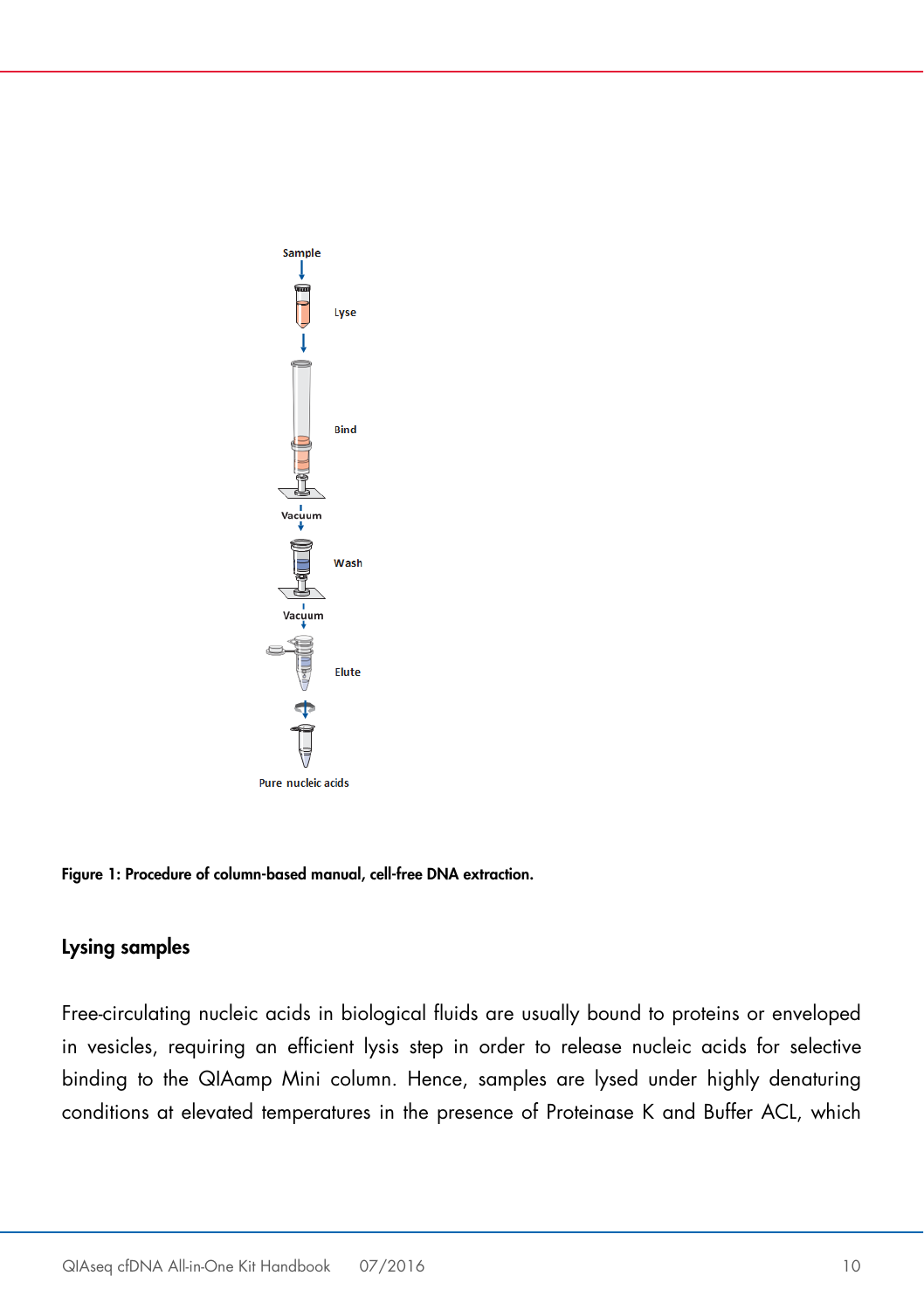**Figure 1: Procedure of column-based manual, cell-free DNA extraction.**

## Lysing samples

Free-circulating nucleic acids in biological fluids are usually bound to proteins or enveloped in vesicles, requiring an efficient lysis step in order to release nucleic acids for selective binding to the QIAamp Mini column. Hence, samples are lysed under highly denaturing conditions at elevated temperatures in the presence of Proteinase K and Buffer ACL, which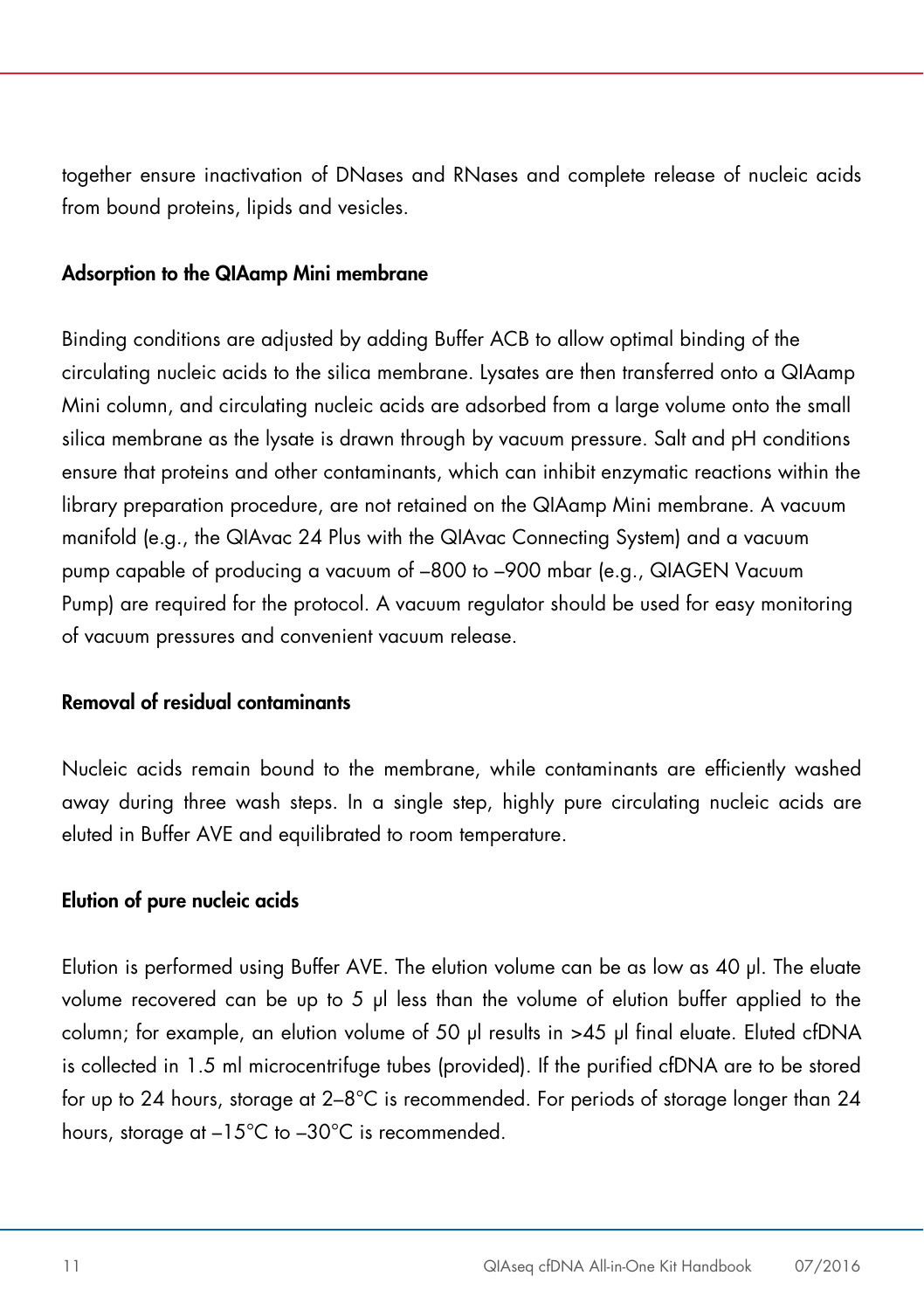together ensure inactivation of DNases and RNases and complete release of nucleic acids from bound proteins, lipids and vesicles.

### Adsorption to the QIAamp Mini membrane

Binding conditions are adjusted by adding Buffer ACB to allow optimal binding of the circulating nucleic acids to the silica membrane. Lysates are then transferred onto a QIAamp Mini column, and circulating nucleic acids are adsorbed from a large volume onto the small silica membrane as the lysate is drawn through by vacuum pressure. Salt and pH conditions ensure that proteins and other contaminants, which can inhibit enzymatic reactions within the library preparation procedure, are not retained on the QIAamp Mini membrane. A vacuum manifold (e.g., the QIAvac 24 Plus with the QIAvac Connecting System) and a vacuum pump capable of producing a vacuum of –800 to –900 mbar (e.g., QIAGEN Vacuum Pump) are required for the protocol. A vacuum regulator should be used for easy monitoring of vacuum pressures and convenient vacuum release.

### Removal of residual contaminants

Nucleic acids remain bound to the membrane, while contaminants are efficiently washed away during three wash steps. In a single step, highly pure circulating nucleic acids are eluted in Buffer AVE and equilibrated to room temperature.

### Elution of pure nucleic acids

Elution is performed using Buffer AVE. The elution volume can be as low as 40 µl. The eluate volume recovered can be up to 5 µl less than the volume of elution buffer applied to the column; for example, an elution volume of 50 µl results in >45 µl final eluate. Eluted cfDNA is collected in 1.5 ml microcentrifuge tubes (provided). If the purified cfDNA are to be stored for up to 24 hours, storage at 2–8°C is recommended. For periods of storage longer than 24 hours, storage at –15°C to –30°C is recommended.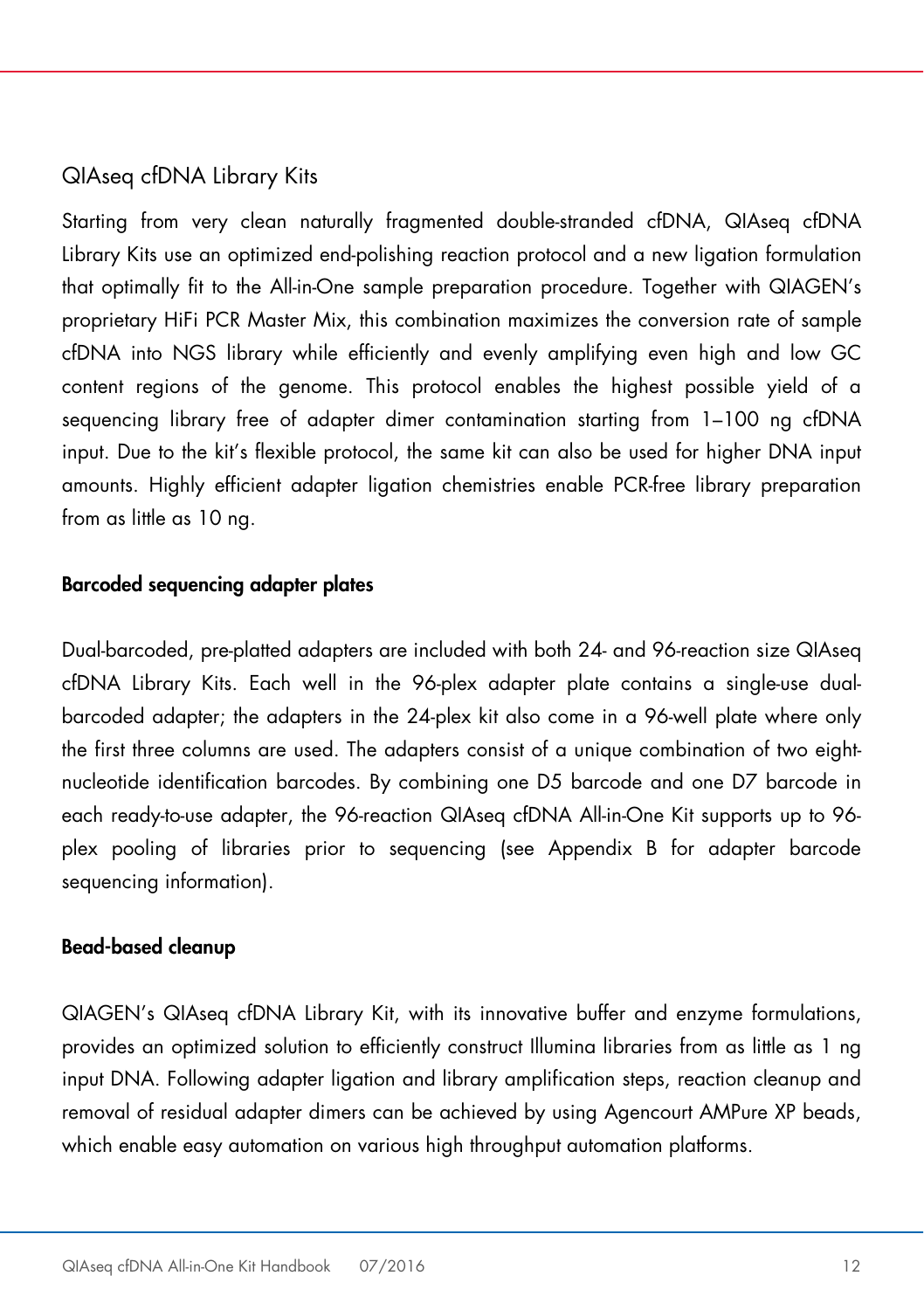## QIAseq cfDNA Library Kits

Starting from very clean naturally fragmented double-stranded cfDNA, QIAseq cfDNA Library Kits use an optimized end-polishing reaction protocol and a new ligation formulation that optimally fit to the All-in-One sample preparation procedure. Together with QIAGEN's proprietary HiFi PCR Master Mix, this combination maximizes the conversion rate of sample cfDNA into NGS library while efficiently and evenly amplifying even high and low GC content regions of the genome. This protocol enables the highest possible yield of a sequencing library free of adapter dimer contamination starting from 1–100 ng cfDNA input. Due to the kit's flexible protocol, the same kit can also be used for higher DNA input amounts. Highly efficient adapter ligation chemistries enable PCR-free library preparation from as little as 10 ng.

### Barcoded sequencing adapter plates

Dual-barcoded, pre-platted adapters are included with both 24- and 96-reaction size QIAseq cfDNA Library Kits. Each well in the 96-plex adapter plate contains a single-use dual-barcoded adapter; the adapters in the 24-plex kit also come in a 96-well plate where only the first three columns are used. The adapters consist of a unique combination of two eight-nucleotide identification barcodes. By combining one D5 barcode and one D7 barcode in each ready-to-use adapter, the 96-reaction QIAseq cfDNA All-in-One Kit supports up to 96-plex pooling of libraries prior to sequencing (see Appendix B for adapter barcode sequencing information).

### Bead-based cleanup

QIAGEN's QIAseq cfDNA Library Kit, with its innovative buffer and enzyme formulations, provides an optimized solution to efficiently construct Illumina libraries from as little as 1 ng input DNA. Following adapter ligation and library amplification steps, reaction cleanup and removal of residual adapter dimers can be achieved by using Agencourt AMPure XP beads, which enable easy automation on various high throughput automation platforms.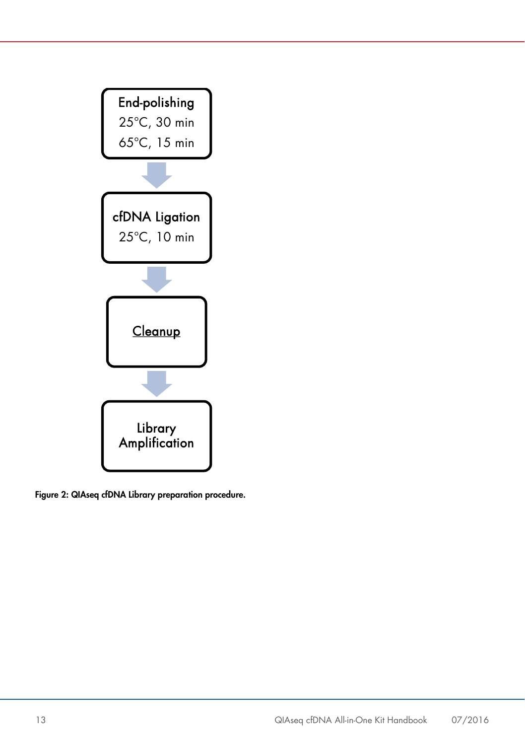End-polishing
25°C, 30 min
65°C, 15 min

cfDNA Ligation
25°C, 10 min

Cleanup

Library Amplification

**Figure 2: QIAseq cfDNA Library preparation procedure.**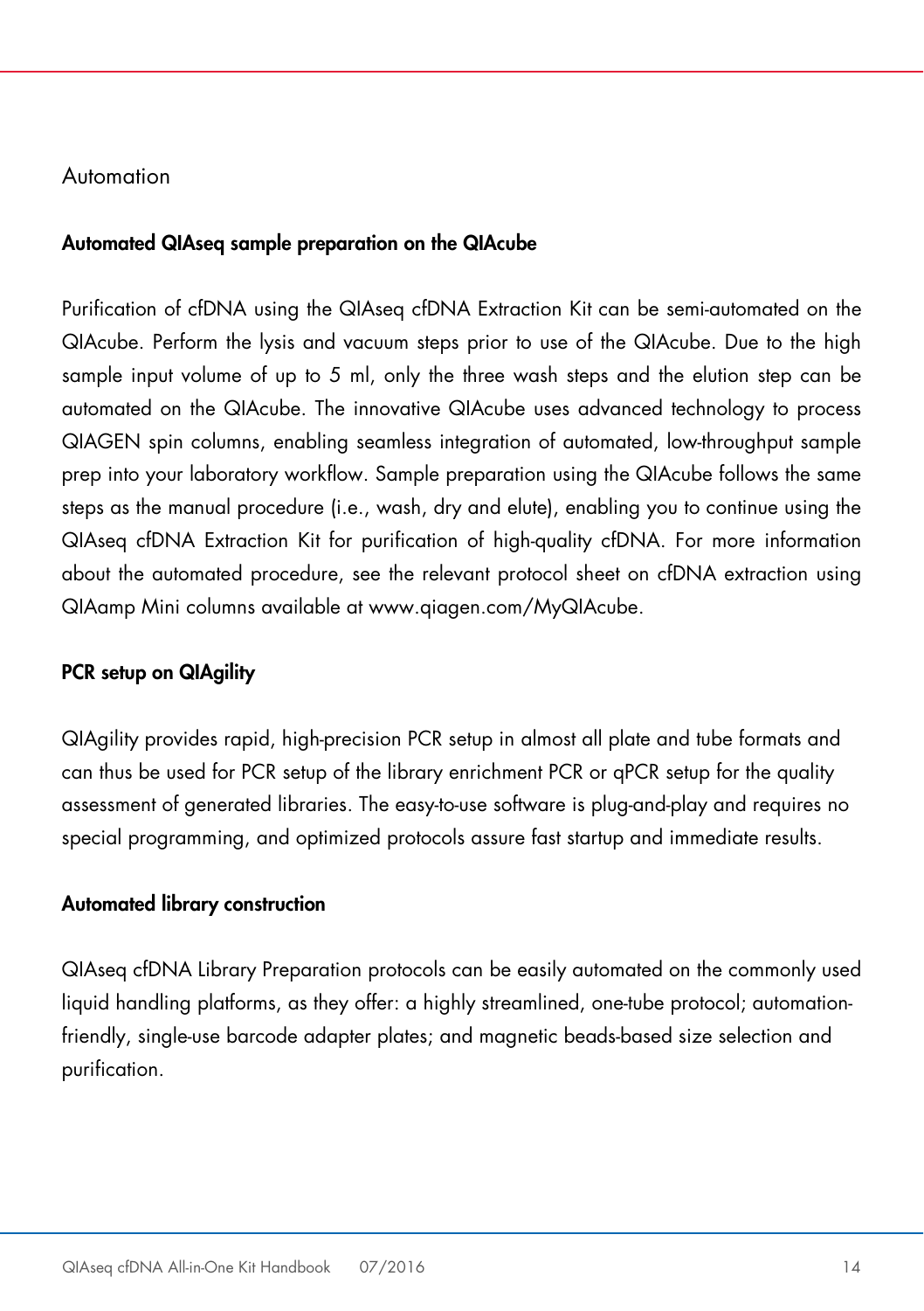## Automation

### Automated QIAseq sample preparation on the QIAcube

Purification of cfDNA using the QIAseq cfDNA Extraction Kit can be semi-automated on the QIAcube. Perform the lysis and vacuum steps prior to use of the QIAcube. Due to the high sample input volume of up to 5 ml, only the three wash steps and the elution step can be automated on the QIAcube. The innovative QIAcube uses advanced technology to process QIAGEN spin columns, enabling seamless integration of automated, low-throughput sample prep into your laboratory workflow. Sample preparation using the QIAcube follows the same steps as the manual procedure (i.e., wash, dry and elute), enabling you to continue using the QIAseq cfDNA Extraction Kit for purification of high-quality cfDNA. For more information about the automated procedure, see the relevant protocol sheet on cfDNA extraction using QIAamp Mini columns available at www.qiagen.com/MyQIAcube.

### PCR setup on QIAgility

QIAgility provides rapid, high-precision PCR setup in almost all plate and tube formats and can thus be used for PCR setup of the library enrichment PCR or qPCR setup for the quality assessment of generated libraries. The easy-to-use software is plug-and-play and requires no special programming, and optimized protocols assure fast startup and immediate results.

### Automated library construction

QIAseq cfDNA Library Preparation protocols can be easily automated on the commonly used liquid handling platforms, as they offer: a highly streamlined, one-tube protocol; automation-friendly, single-use barcode adapter plates; and magnetic beads-based size selection and purification.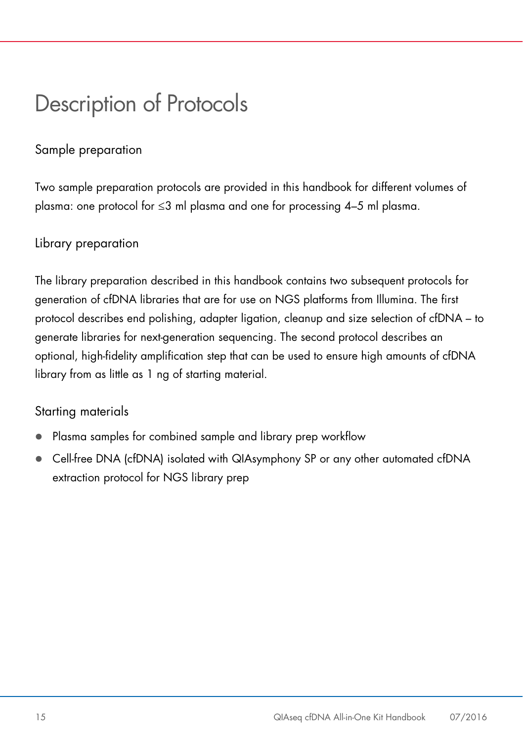# Description of Protocols

## Sample preparation

Two sample preparation protocols are provided in this handbook for different volumes of plasma: one protocol for ≤3 ml plasma and one for processing 4–5 ml plasma.

## Library preparation

The library preparation described in this handbook contains two subsequent protocols for generation of cfDNA libraries that are for use on NGS platforms from Illumina. The first protocol describes end polishing, adapter ligation, cleanup and size selection of cfDNA – to generate libraries for next-generation sequencing. The second protocol describes an optional, high-fidelity amplification step that can be used to ensure high amounts of cfDNA library from as little as 1 ng of starting material.

## Starting materials

- Plasma samples for combined sample and library prep workflow
- Cell-free DNA (cfDNA) isolated with QIAsymphony SP or any other automated cfDNA extraction protocol for NGS library prep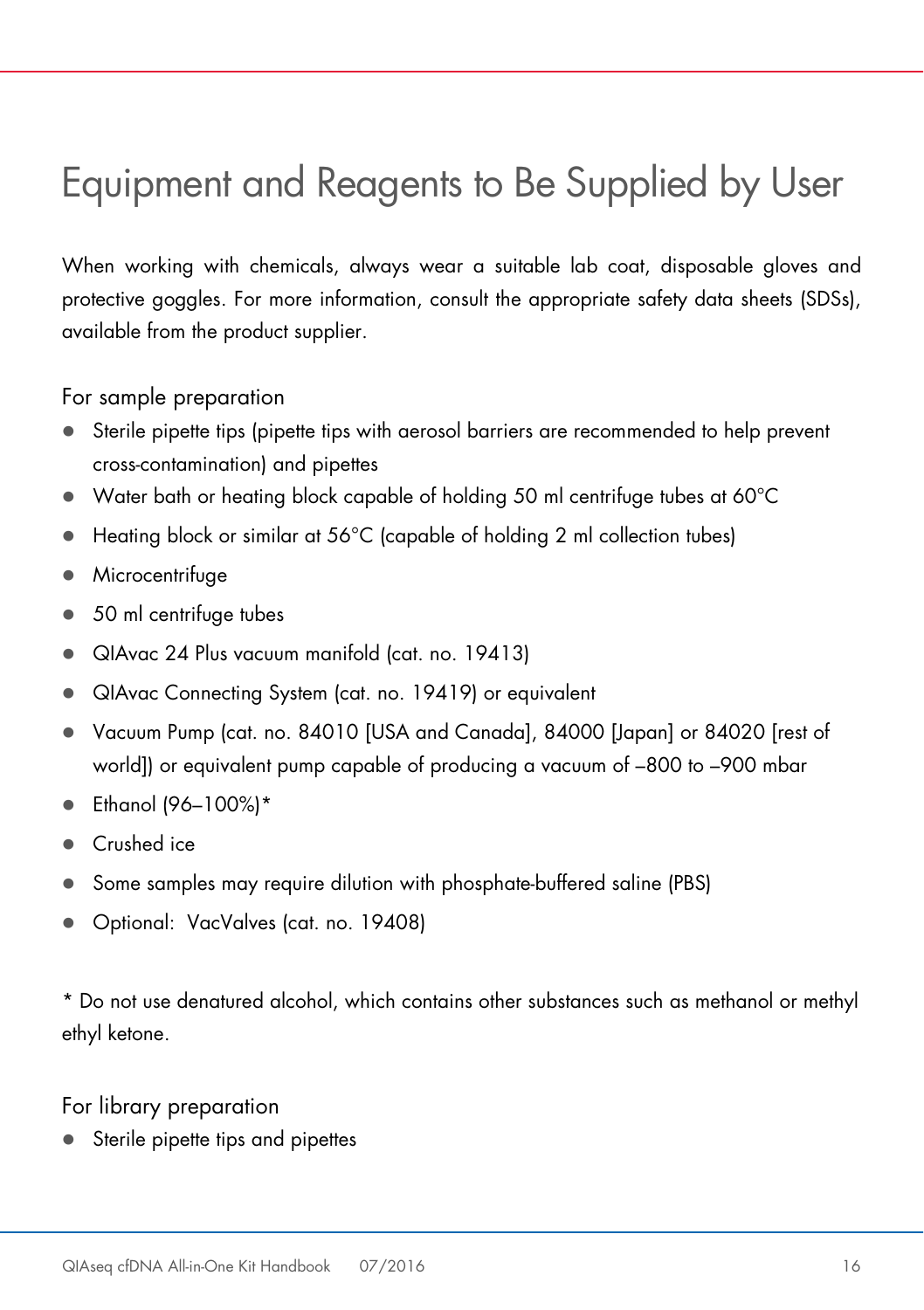# Equipment and Reagents to Be Supplied by User

When working with chemicals, always wear a suitable lab coat, disposable gloves and protective goggles. For more information, consult the appropriate safety data sheets (SDSs), available from the product supplier.

## For sample preparation

- Sterile pipette tips (pipette tips with aerosol barriers are recommended to help prevent cross-contamination) and pipettes
- Water bath or heating block capable of holding 50 ml centrifuge tubes at 60°C
- Heating block or similar at 56°C (capable of holding 2 ml collection tubes)
- Microcentrifuge
- 50 ml centrifuge tubes
- QIAvac 24 Plus vacuum manifold (cat. no. 19413)
- QIAvac Connecting System (cat. no. 19419) or equivalent
- Vacuum Pump (cat. no. 84010 [USA and Canada], 84000 [Japan] or 84020 [rest of world]) or equivalent pump capable of producing a vacuum of –800 to –900 mbar
- Ethanol (96–100%)*
- Crushed ice
- Some samples may require dilution with phosphate-buffered saline (PBS)
- Optional: VacValves (cat. no. 19408)

\* Do not use denatured alcohol, which contains other substances such as methanol or methyl ethyl ketone.

## For library preparation

- Sterile pipette tips and pipettes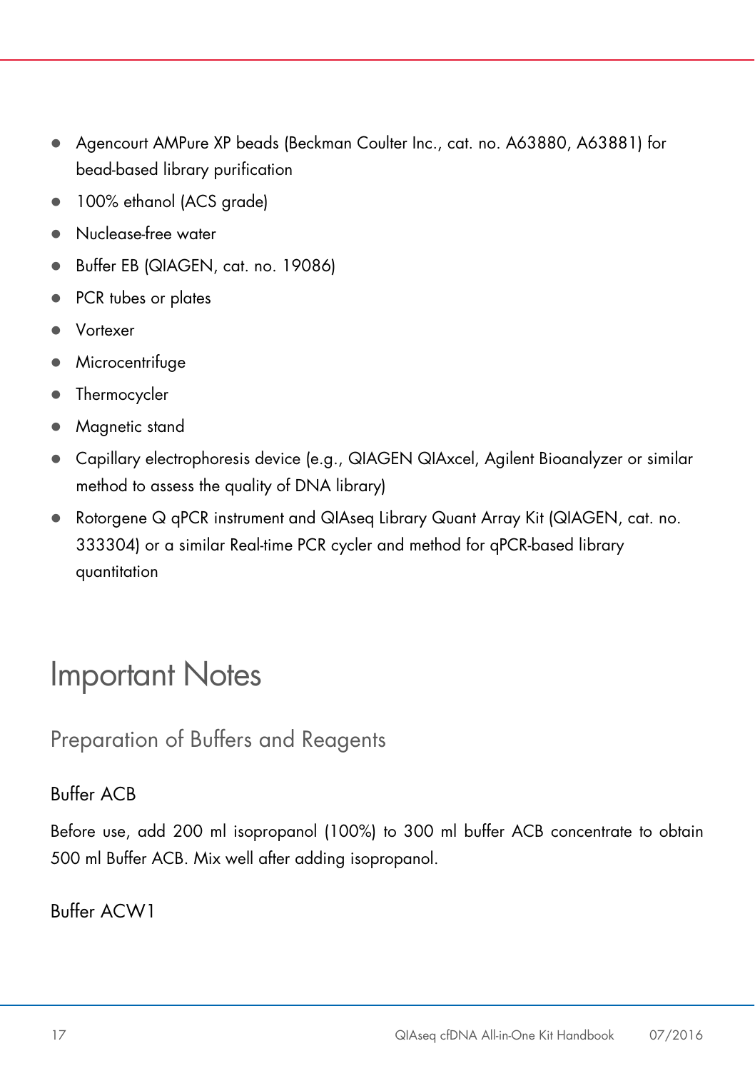- Agencourt AMPure XP beads (Beckman Coulter Inc., cat. no. A63880, A63881) for bead-based library purification
- 100% ethanol (ACS grade)
- Nuclease-free water
- Buffer EB (QIAGEN, cat. no. 19086)
- PCR tubes or plates
- Vortexer
- Microcentrifuge
- Thermocycler
- Magnetic stand
- Capillary electrophoresis device (e.g., QIAGEN QIAxcel, Agilent Bioanalyzer or similar method to assess the quality of DNA library)
- Rotorgene Q qPCR instrument and QIAseq Library Quant Array Kit (QIAGEN, cat. no. 333304) or a similar Real-time PCR cycler and method for qPCR-based library quantitation

# Important Notes

## Preparation of Buffers and Reagents

### Buffer ACB

Before use, add 200 ml isopropanol (100%) to 300 ml buffer ACB concentrate to obtain 500 ml Buffer ACB. Mix well after adding isopropanol.

### Buffer ACW1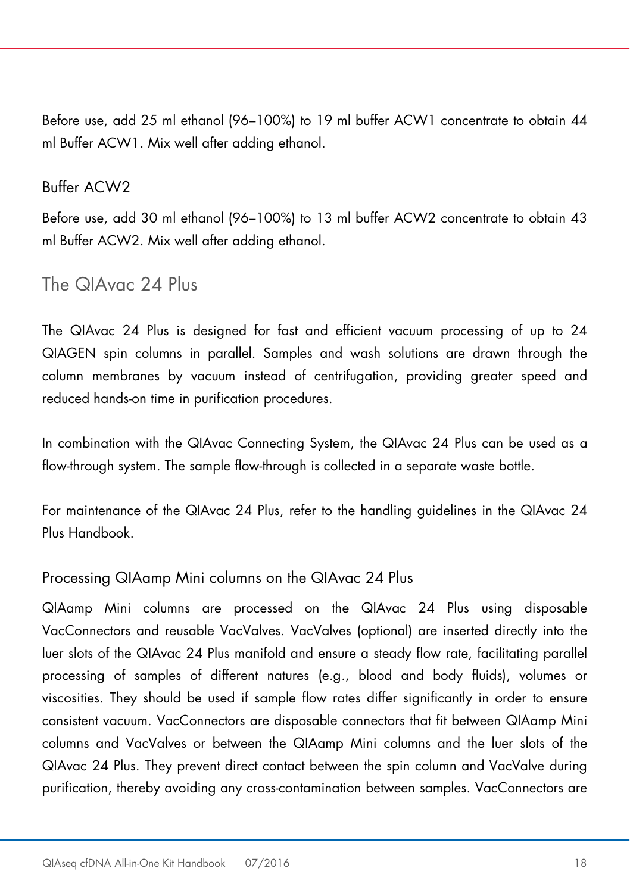Before use, add 25 ml ethanol (96–100%) to 19 ml buffer ACW1 concentrate to obtain 44 ml Buffer ACW1. Mix well after adding ethanol.

### Buffer ACW2

Before use, add 30 ml ethanol (96–100%) to 13 ml buffer ACW2 concentrate to obtain 43 ml Buffer ACW2. Mix well after adding ethanol.

## The QIAvac 24 Plus

The QIAvac 24 Plus is designed for fast and efficient vacuum processing of up to 24 QIAGEN spin columns in parallel. Samples and wash solutions are drawn through the column membranes by vacuum instead of centrifugation, providing greater speed and reduced hands-on time in purification procedures.

In combination with the QIAvac Connecting System, the QIAvac 24 Plus can be used as a flow-through system. The sample flow-through is collected in a separate waste bottle.

For maintenance of the QIAvac 24 Plus, refer to the handling guidelines in the QIAvac 24 Plus Handbook.

### Processing QIAamp Mini columns on the QIAvac 24 Plus

QIAamp Mini columns are processed on the QIAvac 24 Plus using disposable VacConnectors and reusable VacValves. VacValves (optional) are inserted directly into the luer slots of the QIAvac 24 Plus manifold and ensure a steady flow rate, facilitating parallel processing of samples of different natures (e.g., blood and body fluids), volumes or viscosities. They should be used if sample flow rates differ significantly in order to ensure consistent vacuum. VacConnectors are disposable connectors that fit between QIAamp Mini columns and VacValves or between the QIAamp Mini columns and the luer slots of the QIAvac 24 Plus. They prevent direct contact between the spin column and VacValve during purification, thereby avoiding any cross-contamination between samples. VacConnectors are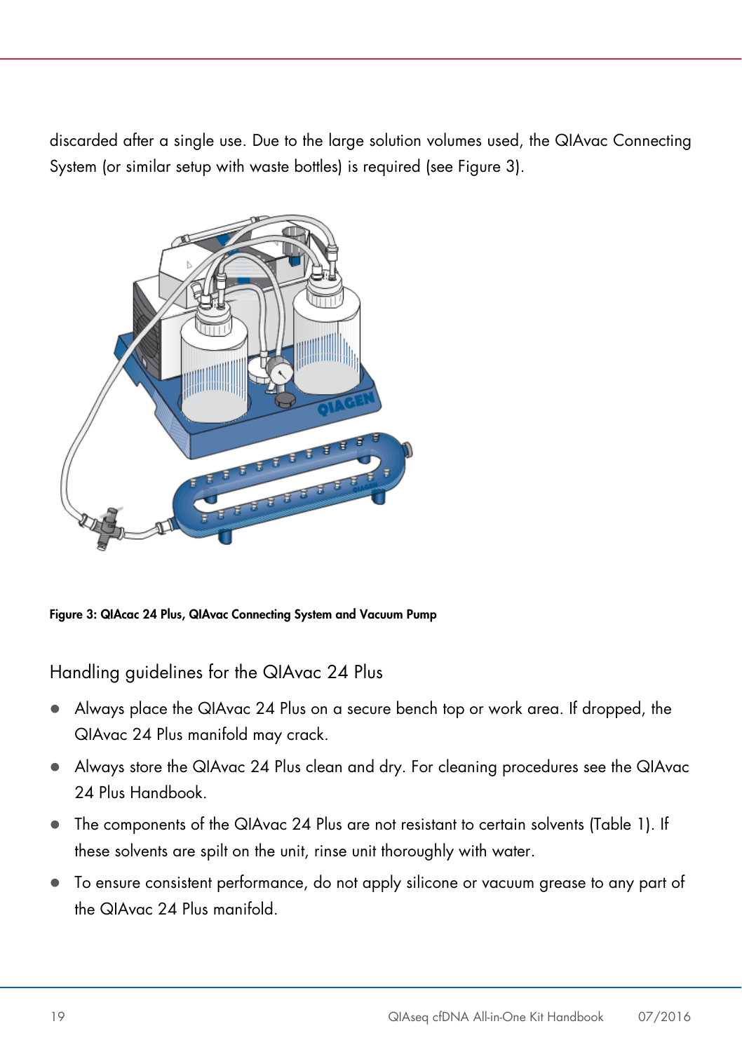discarded after a single use. Due to the large solution volumes used, the QIAvac Connecting System (or similar setup with waste bottles) is required (see Figure 3).

**Figure 3: QIAcac 24 Plus, QIAvac Connecting System and Vacuum Pump**

## Handling guidelines for the QIAvac 24 Plus

- Always place the QIAvac 24 Plus on a secure bench top or work area. If dropped, the QIAvac 24 Plus manifold may crack.
- Always store the QIAvac 24 Plus clean and dry. For cleaning procedures see the QIAvac 24 Plus Handbook.
- The components of the QIAvac 24 Plus are not resistant to certain solvents (Table 1). If these solvents are spilt on the unit, rinse unit thoroughly with water.
- To ensure consistent performance, do not apply silicone or vacuum grease to any part of the QIAvac 24 Plus manifold.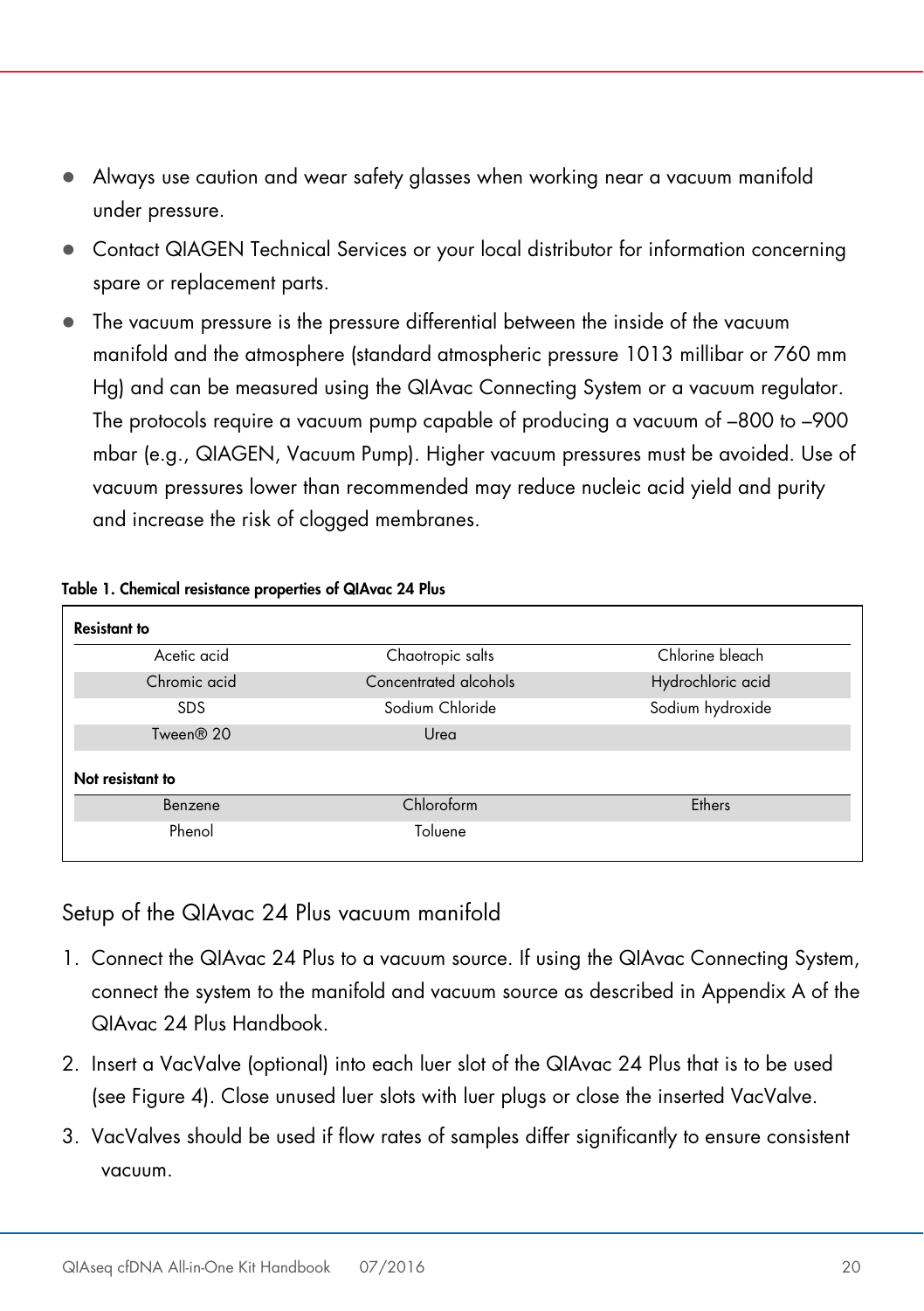- Always use caution and wear safety glasses when working near a vacuum manifold under pressure.
- Contact QIAGEN Technical Services or your local distributor for information concerning spare or replacement parts.
- The vacuum pressure is the pressure differential between the inside of the vacuum manifold and the atmosphere (standard atmospheric pressure 1013 millibar or 760 mm Hg) and can be measured using the QIAvac Connecting System or a vacuum regulator. The protocols require a vacuum pump capable of producing a vacuum of –800 to –900 mbar (e.g., QIAGEN, Vacuum Pump). Higher vacuum pressures must be avoided. Use of vacuum pressures lower than recommended may reduce nucleic acid yield and purity and increase the risk of clogged membranes.

**Table 1. Chemical resistance properties of QIAvac 24 Plus**

| **Resistant to** | | |
|---|---|---|
| Acetic acid | Chaotropic salts | Chlorine bleach |
| Chromic acid | Concentrated alcohols | Hydrochloric acid |
| SDS | Sodium Chloride | Sodium hydroxide |
| Tween® 20 | Urea | |
| **Not resistant to** | | |
| Benzene | Chloroform | Ethers |
| Phenol | Toluene | |

## Setup of the QIAvac 24 Plus vacuum manifold

1. Connect the QIAvac 24 Plus to a vacuum source. If using the QIAvac Connecting System, connect the system to the manifold and vacuum source as described in Appendix A of the QIAvac 24 Plus Handbook.
2. Insert a VacValve (optional) into each luer slot of the QIAvac 24 Plus that is to be used (see Figure 4). Close unused luer slots with luer plugs or close the inserted VacValve.
3. VacValves should be used if flow rates of samples differ significantly to ensure consistent vacuum.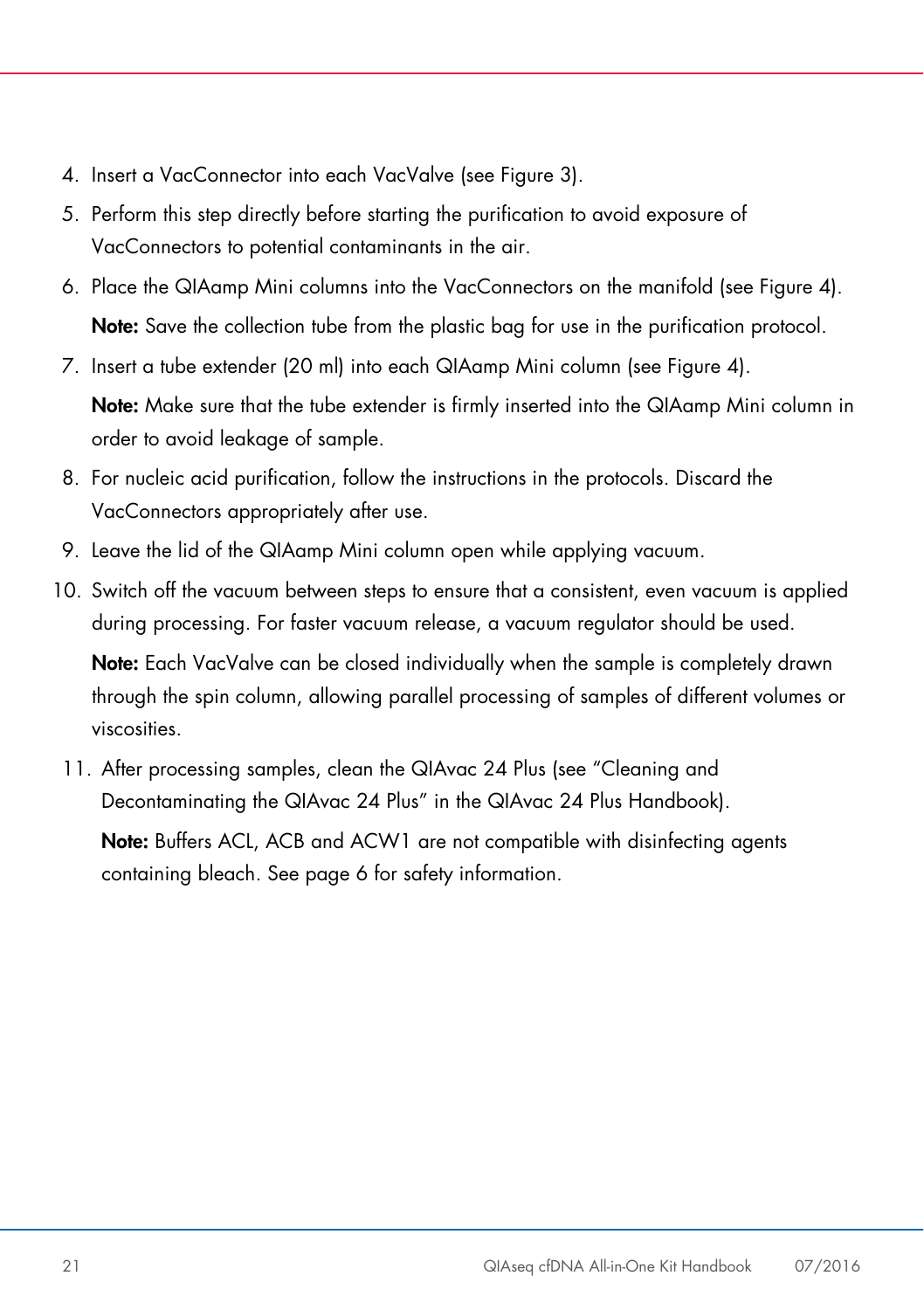4. Insert a VacConnector into each VacValve (see Figure 3).
5. Perform this step directly before starting the purification to avoid exposure of VacConnectors to potential contaminants in the air.
6. Place the QIAamp Mini columns into the VacConnectors on the manifold (see Figure 4).

   **Note:** Save the collection tube from the plastic bag for use in the purification protocol.
7. Insert a tube extender (20 ml) into each QIAamp Mini column (see Figure 4).

   **Note:** Make sure that the tube extender is firmly inserted into the QIAamp Mini column in order to avoid leakage of sample.
8. For nucleic acid purification, follow the instructions in the protocols. Discard the VacConnectors appropriately after use.
9. Leave the lid of the QIAamp Mini column open while applying vacuum.
10. Switch off the vacuum between steps to ensure that a consistent, even vacuum is applied during processing. For faster vacuum release, a vacuum regulator should be used.

    **Note:** Each VacValve can be closed individually when the sample is completely drawn through the spin column, allowing parallel processing of samples of different volumes or viscosities.
11. After processing samples, clean the QIAvac 24 Plus (see "Cleaning and Decontaminating the QIAvac 24 Plus" in the QIAvac 24 Plus Handbook).

    **Note:** Buffers ACL, ACB and ACW1 are not compatible with disinfecting agents containing bleach. See page 6 for safety information.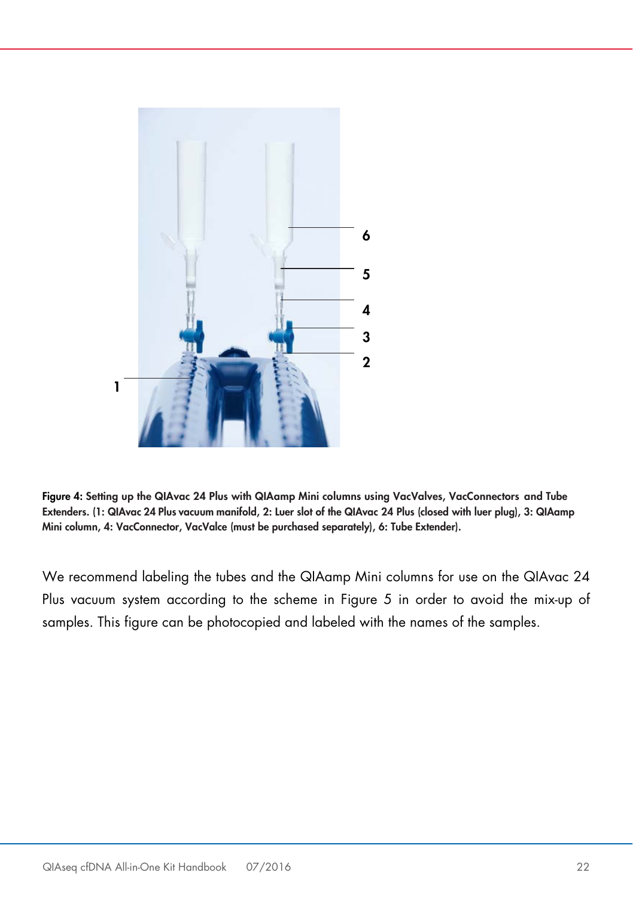**Figure 4: Setting up the QIAvac 24 Plus with QIAamp Mini columns using VacValves, VacConnectors and Tube Extenders. (1: QIAvac 24 Plus vacuum manifold, 2: Luer slot of the QIAvac 24 Plus (closed with luer plug), 3: QIAamp Mini column, 4: VacConnector, VacValce (must be purchased separately), 6: Tube Extender).**

We recommend labeling the tubes and the QIAamp Mini columns for use on the QIAvac 24 Plus vacuum system according to the scheme in Figure 5 in order to avoid the mix-up of samples. This figure can be photocopied and labeled with the names of the samples.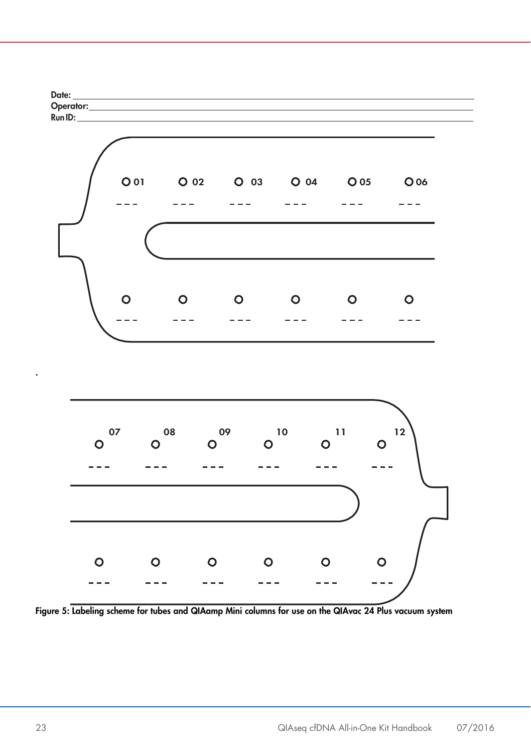Date: ____________________

Operator: ____________________

Run ID: ____________________

O 01 &nbsp;&nbsp; O 02 &nbsp;&nbsp; O 03 &nbsp;&nbsp; O 04 &nbsp;&nbsp; O 05 &nbsp;&nbsp; O 06

07 &nbsp;&nbsp; 08 &nbsp;&nbsp; 09 &nbsp;&nbsp; 10 &nbsp;&nbsp; 11 &nbsp;&nbsp; 12

**Figure 5: Labeling scheme for tubes and QIAamp Mini columns for use on the QIAvac 24 Plus vacuum system**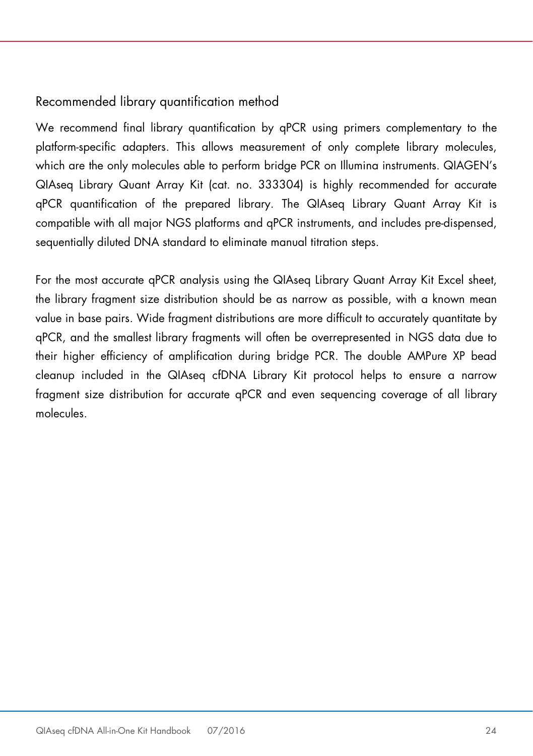### Recommended library quantification method

We recommend final library quantification by qPCR using primers complementary to the platform-specific adapters. This allows measurement of only complete library molecules, which are the only molecules able to perform bridge PCR on Illumina instruments. QIAGEN's QIAseq Library Quant Array Kit (cat. no. 333304) is highly recommended for accurate qPCR quantification of the prepared library. The QIAseq Library Quant Array Kit is compatible with all major NGS platforms and qPCR instruments, and includes pre-dispensed, sequentially diluted DNA standard to eliminate manual titration steps.

For the most accurate qPCR analysis using the QIAseq Library Quant Array Kit Excel sheet, the library fragment size distribution should be as narrow as possible, with a known mean value in base pairs. Wide fragment distributions are more difficult to accurately quantitate by qPCR, and the smallest library fragments will often be overrepresented in NGS data due to their higher efficiency of amplification during bridge PCR. The double AMPure XP bead cleanup included in the QIAseq cfDNA Library Kit protocol helps to ensure a narrow fragment size distribution for accurate qPCR and even sequencing coverage of all library molecules.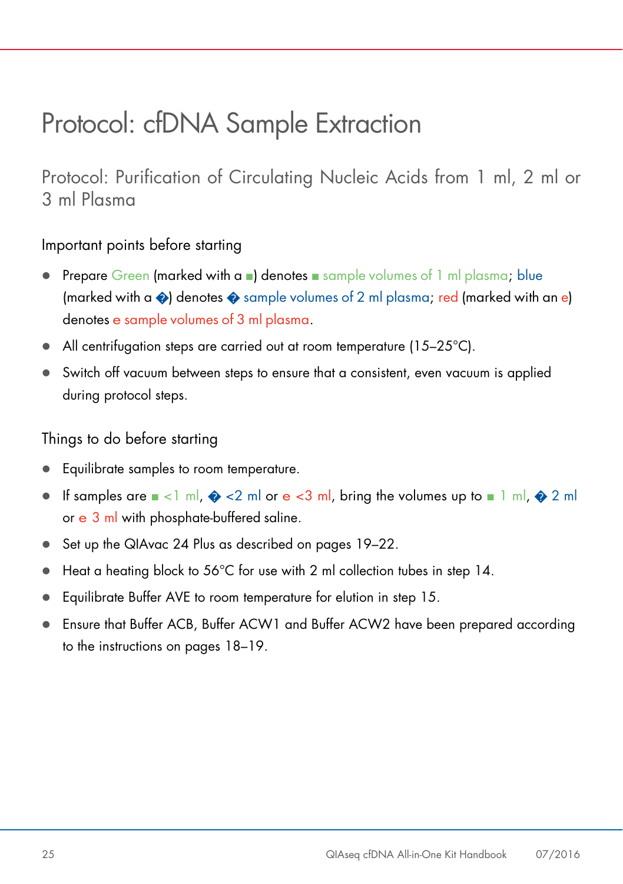# Protocol: cfDNA Sample Extraction

## Protocol: Purification of Circulating Nucleic Acids from 1 ml, 2 ml or 3 ml Plasma

### Important points before starting

- Prepare Green (marked with a ■) denotes ■ sample volumes of 1 ml plasma; blue (marked with a �) denotes � sample volumes of 2 ml plasma; red (marked with an e) denotes e sample volumes of 3 ml plasma.
- All centrifugation steps are carried out at room temperature (15–25°C).
- Switch off vacuum between steps to ensure that a consistent, even vacuum is applied during protocol steps.

### Things to do before starting

- Equilibrate samples to room temperature.
- If samples are ■ <1 ml, � <2 ml or e <3 ml, bring the volumes up to ■ 1 ml, � 2 ml or e 3 ml with phosphate-buffered saline.
- Set up the QIAvac 24 Plus as described on pages 19–22.
- Heat a heating block to 56°C for use with 2 ml collection tubes in step 14.
- Equilibrate Buffer AVE to room temperature for elution in step 15.
- Ensure that Buffer ACB, Buffer ACW1 and Buffer ACW2 have been prepared according to the instructions on pages 18–19.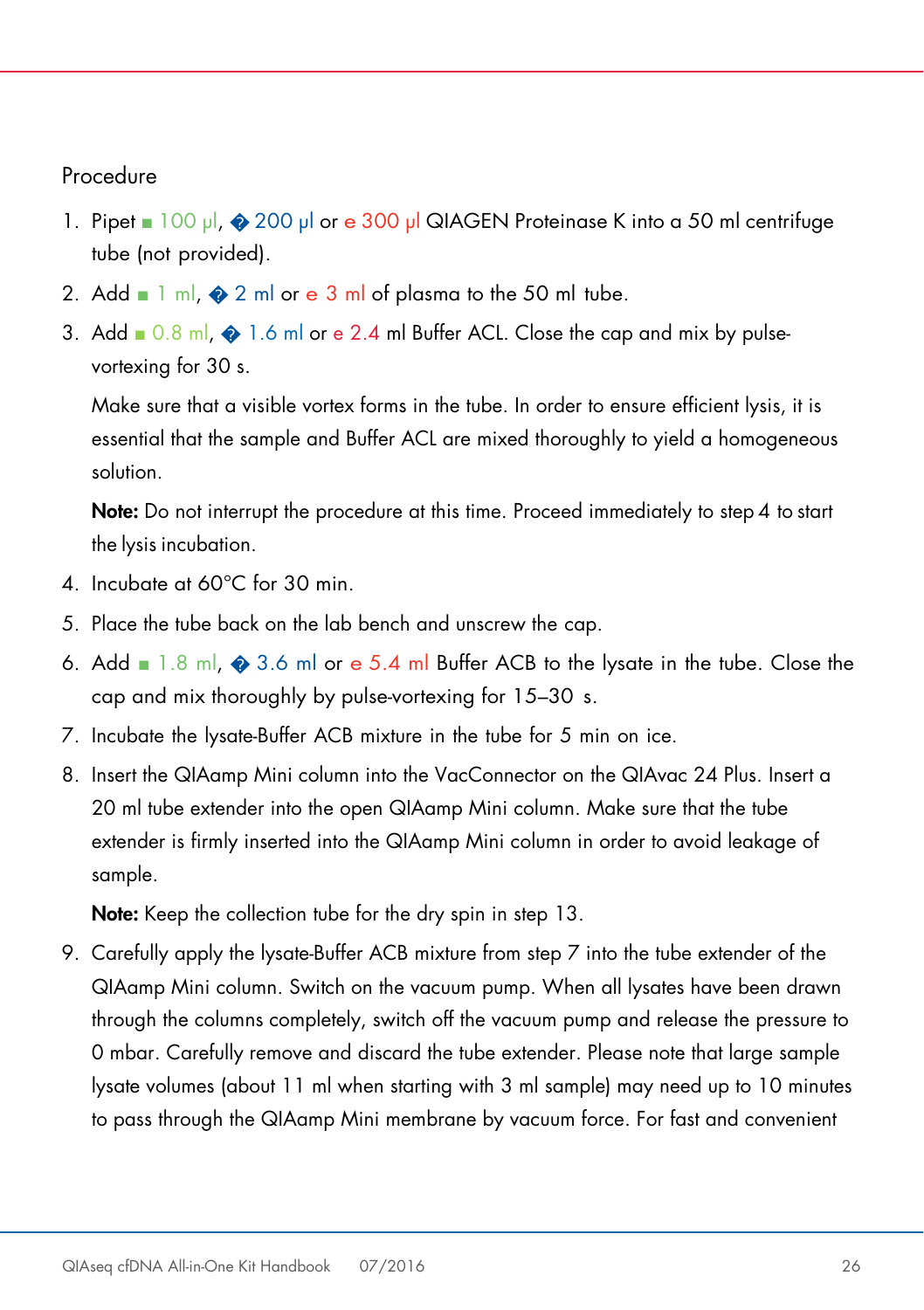Procedure

1. Pipet ■ 100 µl, � 200 µl or e 300 µl QIAGEN Proteinase K into a 50 ml centrifuge tube (not provided).
2. Add ■ 1 ml, � 2 ml or e 3 ml of plasma to the 50 ml tube.
3. Add ■ 0.8 ml, � 1.6 ml or e 2.4 ml Buffer ACL. Close the cap and mix by pulse-vortexing for 30 s.

   Make sure that a visible vortex forms in the tube. In order to ensure efficient lysis, it is essential that the sample and Buffer ACL are mixed thoroughly to yield a homogeneous solution.

   **Note:** Do not interrupt the procedure at this time. Proceed immediately to step 4 to start the lysis incubation.
4. Incubate at 60°C for 30 min.
5. Place the tube back on the lab bench and unscrew the cap.
6. Add ■ 1.8 ml, � 3.6 ml or e 5.4 ml Buffer ACB to the lysate in the tube. Close the cap and mix thoroughly by pulse-vortexing for 15–30 s.
7. Incubate the lysate-Buffer ACB mixture in the tube for 5 min on ice.
8. Insert the QIAamp Mini column into the VacConnector on the QIAvac 24 Plus. Insert a 20 ml tube extender into the open QIAamp Mini column. Make sure that the tube extender is firmly inserted into the QIAamp Mini column in order to avoid leakage of sample.

   **Note:** Keep the collection tube for the dry spin in step 13.
9. Carefully apply the lysate-Buffer ACB mixture from step 7 into the tube extender of the QIAamp Mini column. Switch on the vacuum pump. When all lysates have been drawn through the columns completely, switch off the vacuum pump and release the pressure to 0 mbar. Carefully remove and discard the tube extender. Please note that large sample lysate volumes (about 11 ml when starting with 3 ml sample) may need up to 10 minutes to pass through the QIAamp Mini membrane by vacuum force. For fast and convenient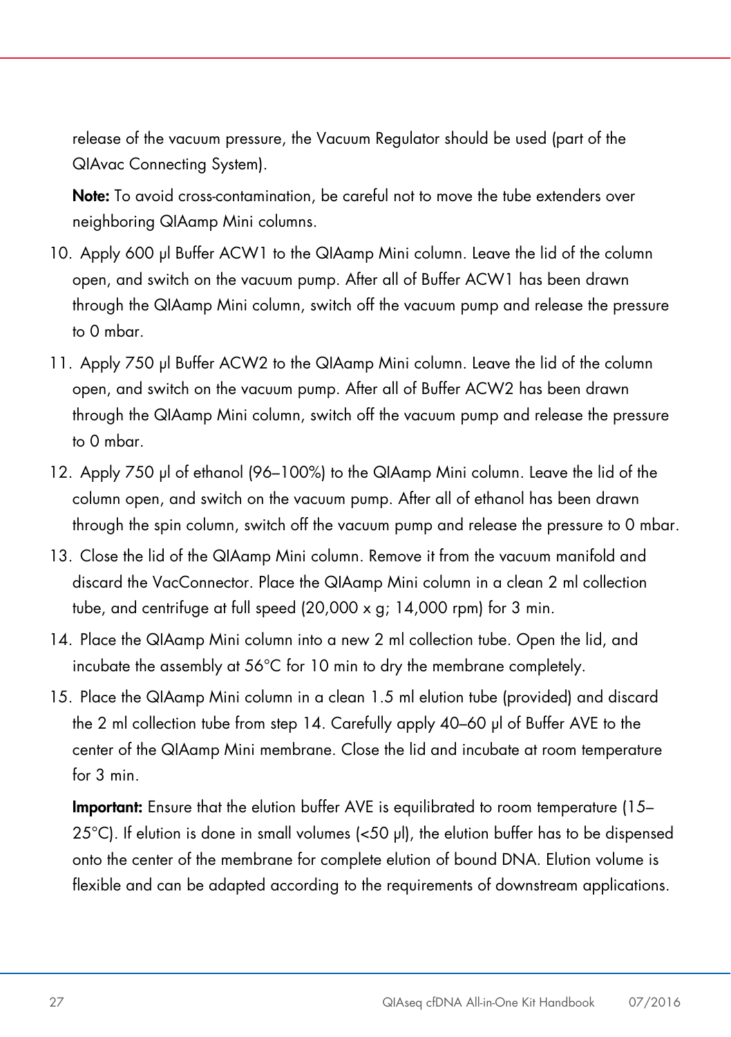release of the vacuum pressure, the Vacuum Regulator should be used (part of the QIAvac Connecting System).

**Note:** To avoid cross-contamination, be careful not to move the tube extenders over neighboring QIAamp Mini columns.

10. Apply 600 µl Buffer ACW1 to the QIAamp Mini column. Leave the lid of the column open, and switch on the vacuum pump. After all of Buffer ACW1 has been drawn through the QIAamp Mini column, switch off the vacuum pump and release the pressure to 0 mbar.
11. Apply 750 µl Buffer ACW2 to the QIAamp Mini column. Leave the lid of the column open, and switch on the vacuum pump. After all of Buffer ACW2 has been drawn through the QIAamp Mini column, switch off the vacuum pump and release the pressure to 0 mbar.
12. Apply 750 µl of ethanol (96–100%) to the QIAamp Mini column. Leave the lid of the column open, and switch on the vacuum pump. After all of ethanol has been drawn through the spin column, switch off the vacuum pump and release the pressure to 0 mbar.
13. Close the lid of the QIAamp Mini column. Remove it from the vacuum manifold and discard the VacConnector. Place the QIAamp Mini column in a clean 2 ml collection tube, and centrifuge at full speed (20,000 x g; 14,000 rpm) for 3 min.
14. Place the QIAamp Mini column into a new 2 ml collection tube. Open the lid, and incubate the assembly at 56°C for 10 min to dry the membrane completely.
15. Place the QIAamp Mini column in a clean 1.5 ml elution tube (provided) and discard the 2 ml collection tube from step 14. Carefully apply 40–60 µl of Buffer AVE to the center of the QIAamp Mini membrane. Close the lid and incubate at room temperature for 3 min.

    **Important:** Ensure that the elution buffer AVE is equilibrated to room temperature (15–25°C). If elution is done in small volumes (<50 µl), the elution buffer has to be dispensed onto the center of the membrane for complete elution of bound DNA. Elution volume is flexible and can be adapted according to the requirements of downstream applications.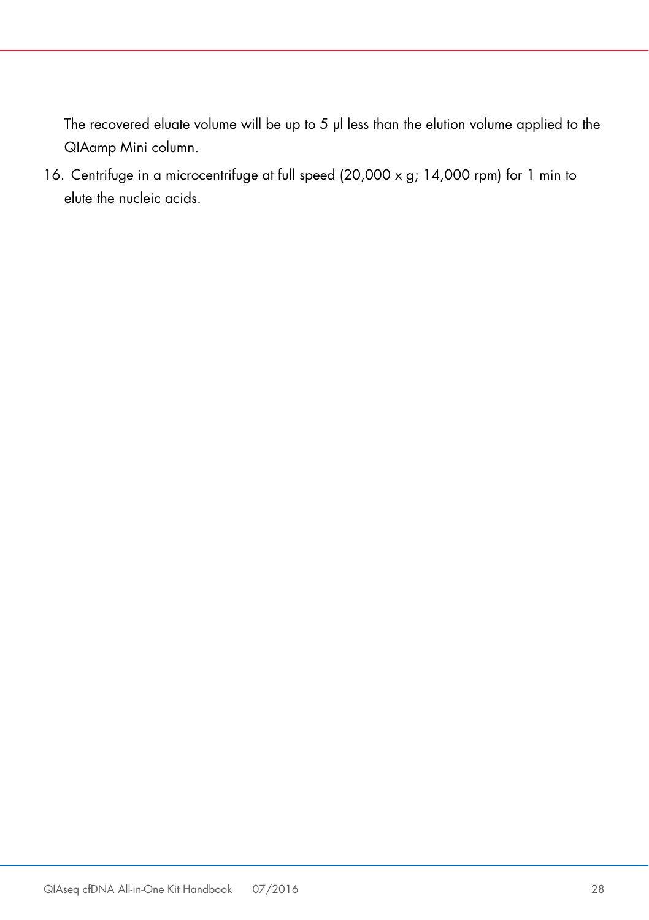The recovered eluate volume will be up to 5 µl less than the elution volume applied to the QIAamp Mini column.

16. Centrifuge in a microcentrifuge at full speed (20,000 x g; 14,000 rpm) for 1 min to elute the nucleic acids.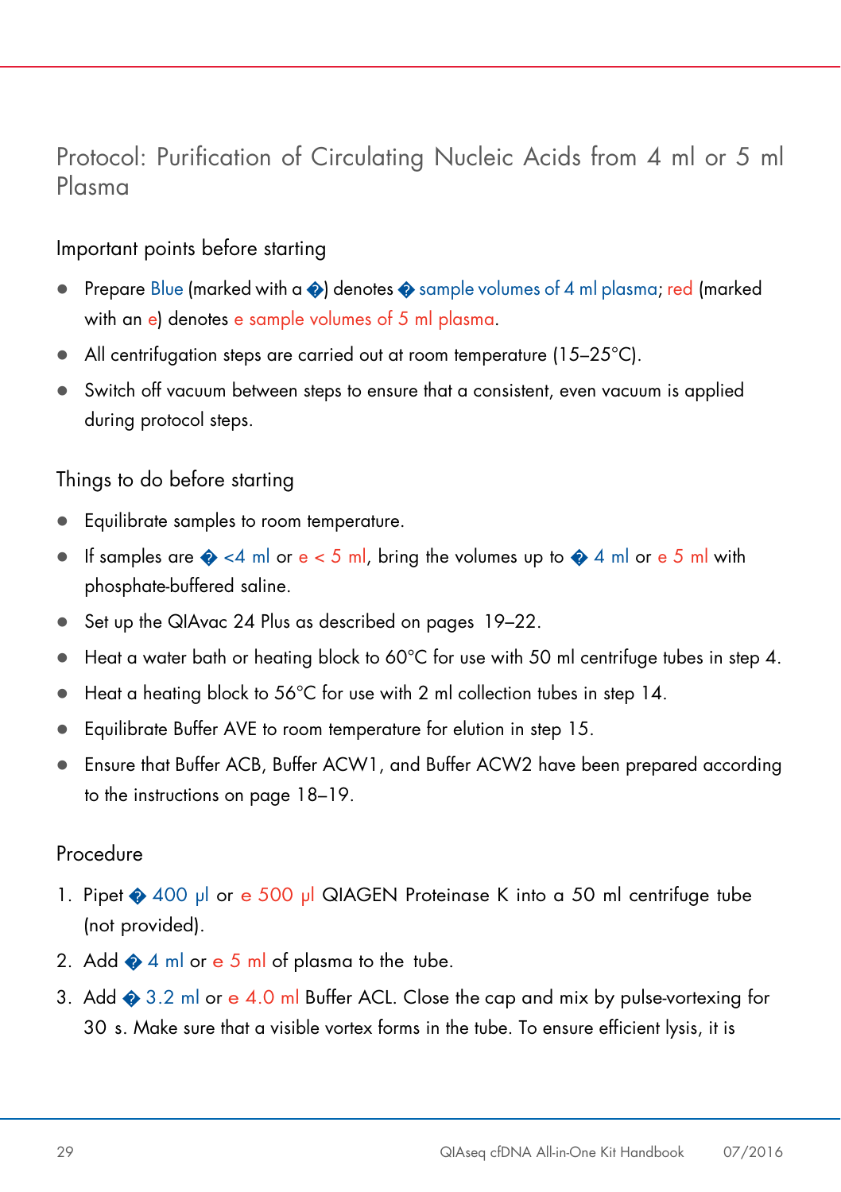# Protocol: Purification of Circulating Nucleic Acids from 4 ml or 5 ml Plasma

## Important points before starting

- Prepare Blue (marked with a �) denotes � sample volumes of 4 ml plasma; red (marked with an e) denotes e sample volumes of 5 ml plasma.
- All centrifugation steps are carried out at room temperature (15–25°C).
- Switch off vacuum between steps to ensure that a consistent, even vacuum is applied during protocol steps.

## Things to do before starting

- Equilibrate samples to room temperature.
- If samples are � <4 ml or e < 5 ml, bring the volumes up to � 4 ml or e 5 ml with phosphate-buffered saline.
- Set up the QIAvac 24 Plus as described on pages 19–22.
- Heat a water bath or heating block to 60°C for use with 50 ml centrifuge tubes in step 4.
- Heat a heating block to 56°C for use with 2 ml collection tubes in step 14.
- Equilibrate Buffer AVE to room temperature for elution in step 15.
- Ensure that Buffer ACB, Buffer ACW1, and Buffer ACW2 have been prepared according to the instructions on page 18–19.

## Procedure

1. Pipet � 400 µl or e 500 µl QIAGEN Proteinase K into a 50 ml centrifuge tube (not provided).
2. Add � 4 ml or e 5 ml of plasma to the tube.
3. Add � 3.2 ml or e 4.0 ml Buffer ACL. Close the cap and mix by pulse-vortexing for 30 s. Make sure that a visible vortex forms in the tube. To ensure efficient lysis, it is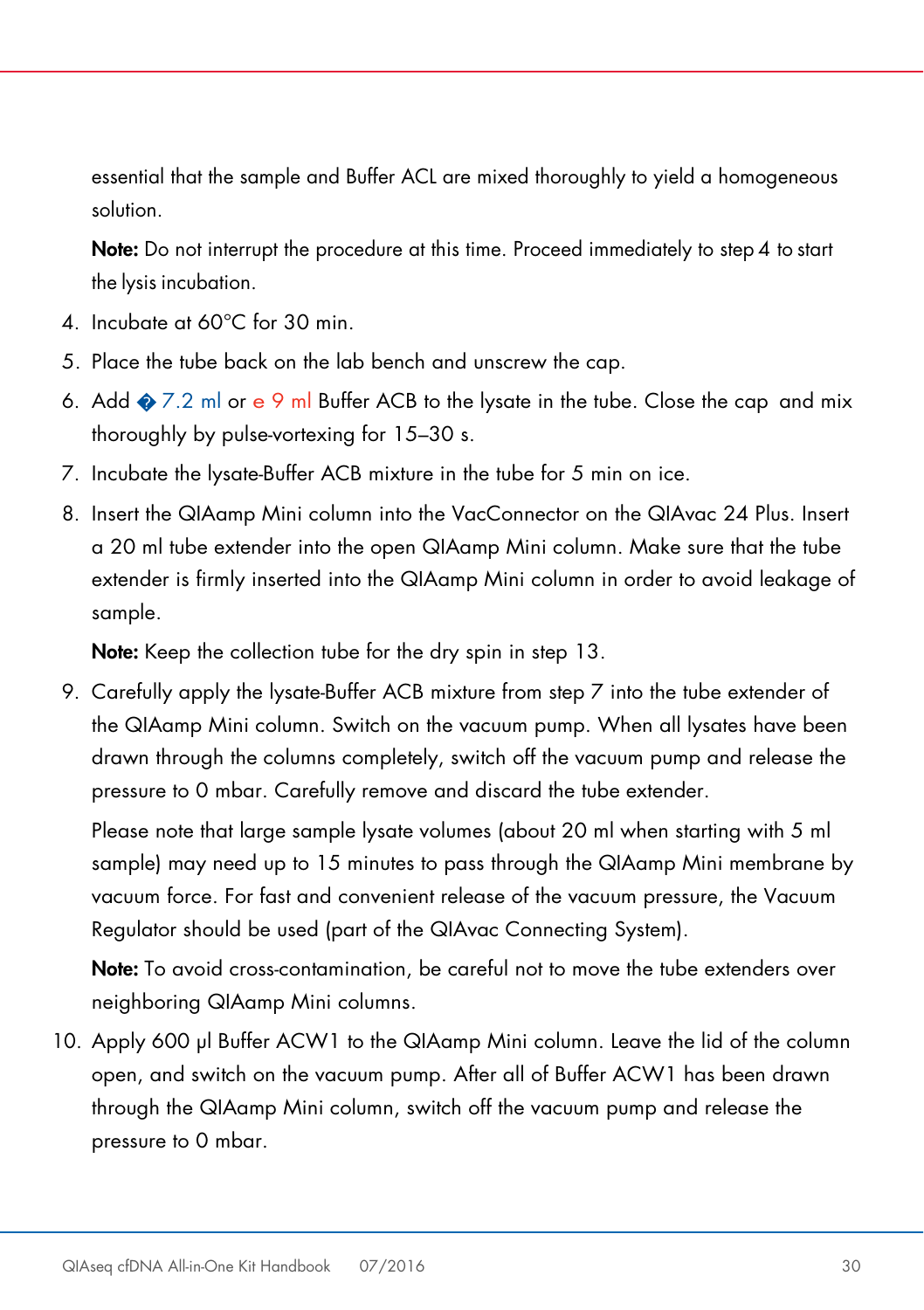essential that the sample and Buffer ACL are mixed thoroughly to yield a homogeneous solution.

**Note:** Do not interrupt the procedure at this time. Proceed immediately to step 4 to start the lysis incubation.

4. Incubate at 60°C for 30 min.
5. Place the tube back on the lab bench and unscrew the cap.
6. Add � 7.2 ml or e 9 ml Buffer ACB to the lysate in the tube. Close the cap and mix thoroughly by pulse-vortexing for 15–30 s.
7. Incubate the lysate-Buffer ACB mixture in the tube for 5 min on ice.
8. Insert the QIAamp Mini column into the VacConnector on the QIAvac 24 Plus. Insert a 20 ml tube extender into the open QIAamp Mini column. Make sure that the tube extender is firmly inserted into the QIAamp Mini column in order to avoid leakage of sample.

   **Note:** Keep the collection tube for the dry spin in step 13.

9. Carefully apply the lysate-Buffer ACB mixture from step 7 into the tube extender of the QIAamp Mini column. Switch on the vacuum pump. When all lysates have been drawn through the columns completely, switch off the vacuum pump and release the pressure to 0 mbar. Carefully remove and discard the tube extender.

   Please note that large sample lysate volumes (about 20 ml when starting with 5 ml sample) may need up to 15 minutes to pass through the QIAamp Mini membrane by vacuum force. For fast and convenient release of the vacuum pressure, the Vacuum Regulator should be used (part of the QIAvac Connecting System).

   **Note:** To avoid cross-contamination, be careful not to move the tube extenders over neighboring QIAamp Mini columns.

10. Apply 600 µl Buffer ACW1 to the QIAamp Mini column. Leave the lid of the column open, and switch on the vacuum pump. After all of Buffer ACW1 has been drawn through the QIAamp Mini column, switch off the vacuum pump and release the pressure to 0 mbar.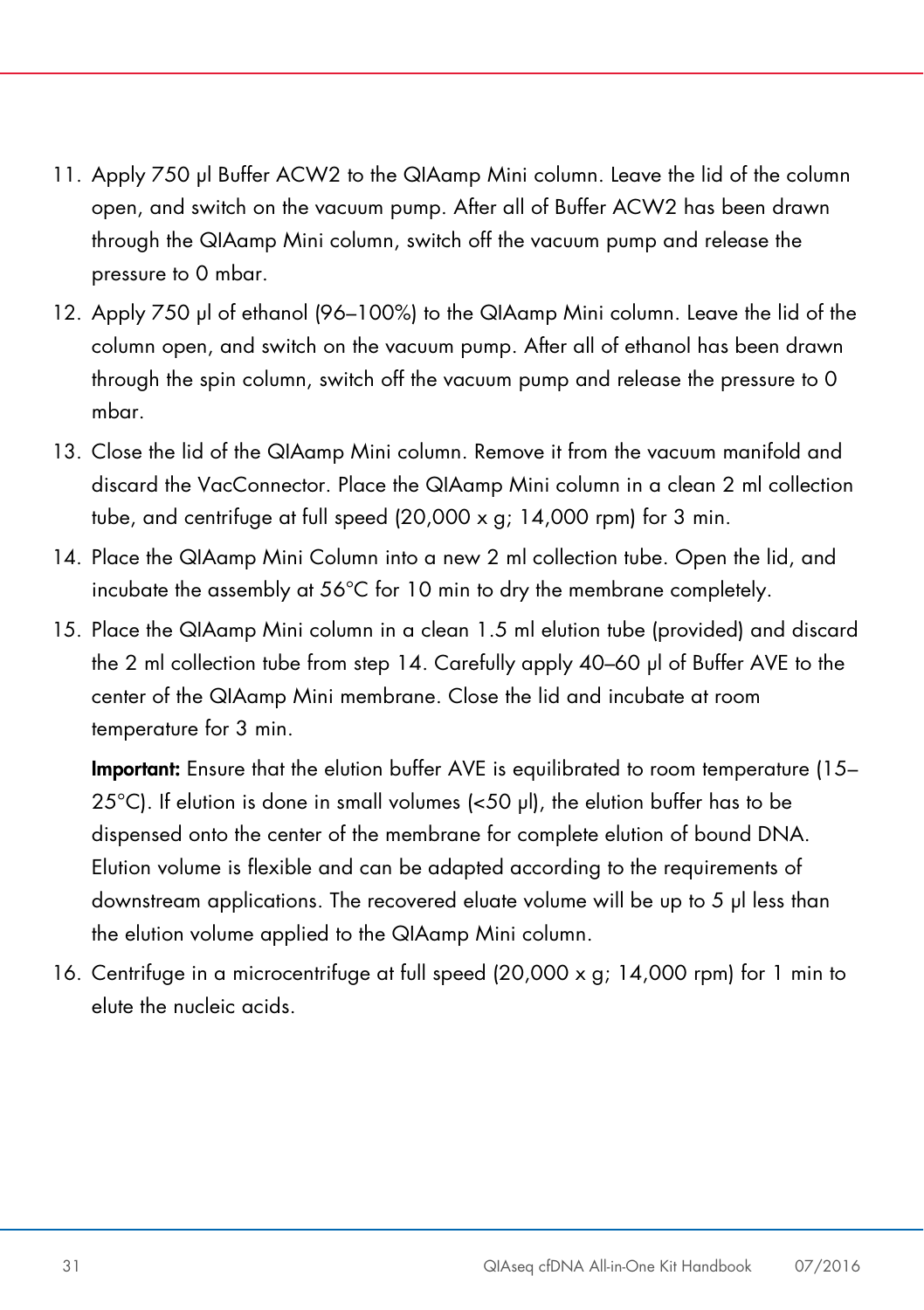11. Apply 750 µl Buffer ACW2 to the QIAamp Mini column. Leave the lid of the column open, and switch on the vacuum pump. After all of Buffer ACW2 has been drawn through the QIAamp Mini column, switch off the vacuum pump and release the pressure to 0 mbar.
12. Apply 750 µl of ethanol (96–100%) to the QIAamp Mini column. Leave the lid of the column open, and switch on the vacuum pump. After all of ethanol has been drawn through the spin column, switch off the vacuum pump and release the pressure to 0 mbar.
13. Close the lid of the QIAamp Mini column. Remove it from the vacuum manifold and discard the VacConnector. Place the QIAamp Mini column in a clean 2 ml collection tube, and centrifuge at full speed (20,000 x g; 14,000 rpm) for 3 min.
14. Place the QIAamp Mini Column into a new 2 ml collection tube. Open the lid, and incubate the assembly at 56°C for 10 min to dry the membrane completely.
15. Place the QIAamp Mini column in a clean 1.5 ml elution tube (provided) and discard the 2 ml collection tube from step 14. Carefully apply 40–60 µl of Buffer AVE to the center of the QIAamp Mini membrane. Close the lid and incubate at room temperature for 3 min.

    **Important:** Ensure that the elution buffer AVE is equilibrated to room temperature (15–25°C). If elution is done in small volumes (<50 µl), the elution buffer has to be dispensed onto the center of the membrane for complete elution of bound DNA. Elution volume is flexible and can be adapted according to the requirements of downstream applications. The recovered eluate volume will be up to 5 µl less than the elution volume applied to the QIAamp Mini column.

16. Centrifuge in a microcentrifuge at full speed (20,000 x g; 14,000 rpm) for 1 min to elute the nucleic acids.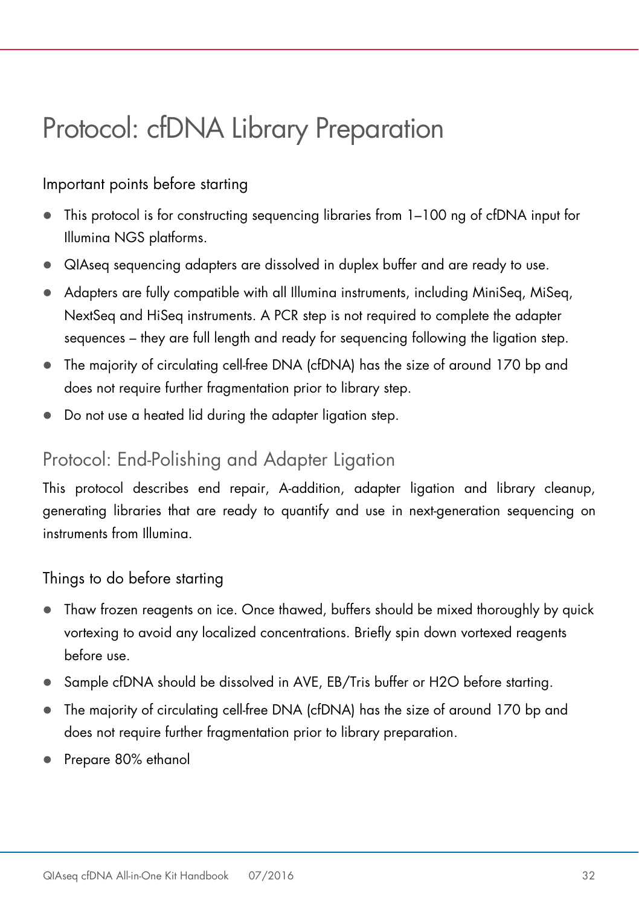# Protocol: cfDNA Library Preparation

### Important points before starting

- This protocol is for constructing sequencing libraries from 1–100 ng of cfDNA input for Illumina NGS platforms.
- QIAseq sequencing adapters are dissolved in duplex buffer and are ready to use.
- Adapters are fully compatible with all Illumina instruments, including MiniSeq, MiSeq, NextSeq and HiSeq instruments. A PCR step is not required to complete the adapter sequences – they are full length and ready for sequencing following the ligation step.
- The majority of circulating cell-free DNA (cfDNA) has the size of around 170 bp and does not require further fragmentation prior to library step.
- Do not use a heated lid during the adapter ligation step.

## Protocol: End-Polishing and Adapter Ligation

This protocol describes end repair, A-addition, adapter ligation and library cleanup, generating libraries that are ready to quantify and use in next-generation sequencing on instruments from Illumina.

### Things to do before starting

- Thaw frozen reagents on ice. Once thawed, buffers should be mixed thoroughly by quick vortexing to avoid any localized concentrations. Briefly spin down vortexed reagents before use.
- Sample cfDNA should be dissolved in AVE, EB/Tris buffer or H2O before starting.
- The majority of circulating cell-free DNA (cfDNA) has the size of around 170 bp and does not require further fragmentation prior to library preparation.
- Prepare 80% ethanol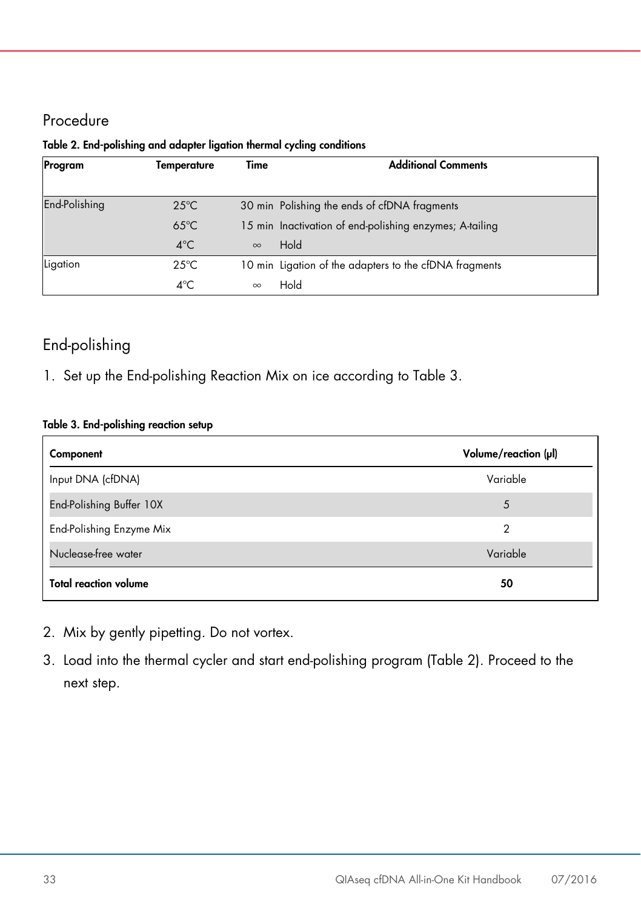## Procedure

**Table 2. End-polishing and adapter ligation thermal cycling conditions**

| Program | Temperature | Time | Additional Comments |
|---|---|---|---|
| End-Polishing | 25°C | 30 min | Polishing the ends of cfDNA fragments |
| | 65°C | 15 min | Inactivation of end-polishing enzymes; A-tailing |
| | 4°C | ∞ | Hold |
| Ligation | 25°C | 10 min | Ligation of the adapters to the cfDNA fragments |
| | 4°C | ∞ | Hold |

## End-polishing

1. Set up the End-polishing Reaction Mix on ice according to Table 3.

**Table 3. End-polishing reaction setup**

| Component | Volume/reaction (µl) |
|---|---|
| Input DNA (cfDNA) | Variable |
| End-Polishing Buffer 10X | 5 |
| End-Polishing Enzyme Mix | 2 |
| Nuclease-free water | Variable |
| **Total reaction volume** | **50** |

2. Mix by gently pipetting. Do not vortex.
3. Load into the thermal cycler and start end-polishing program (Table 2). Proceed to the next step.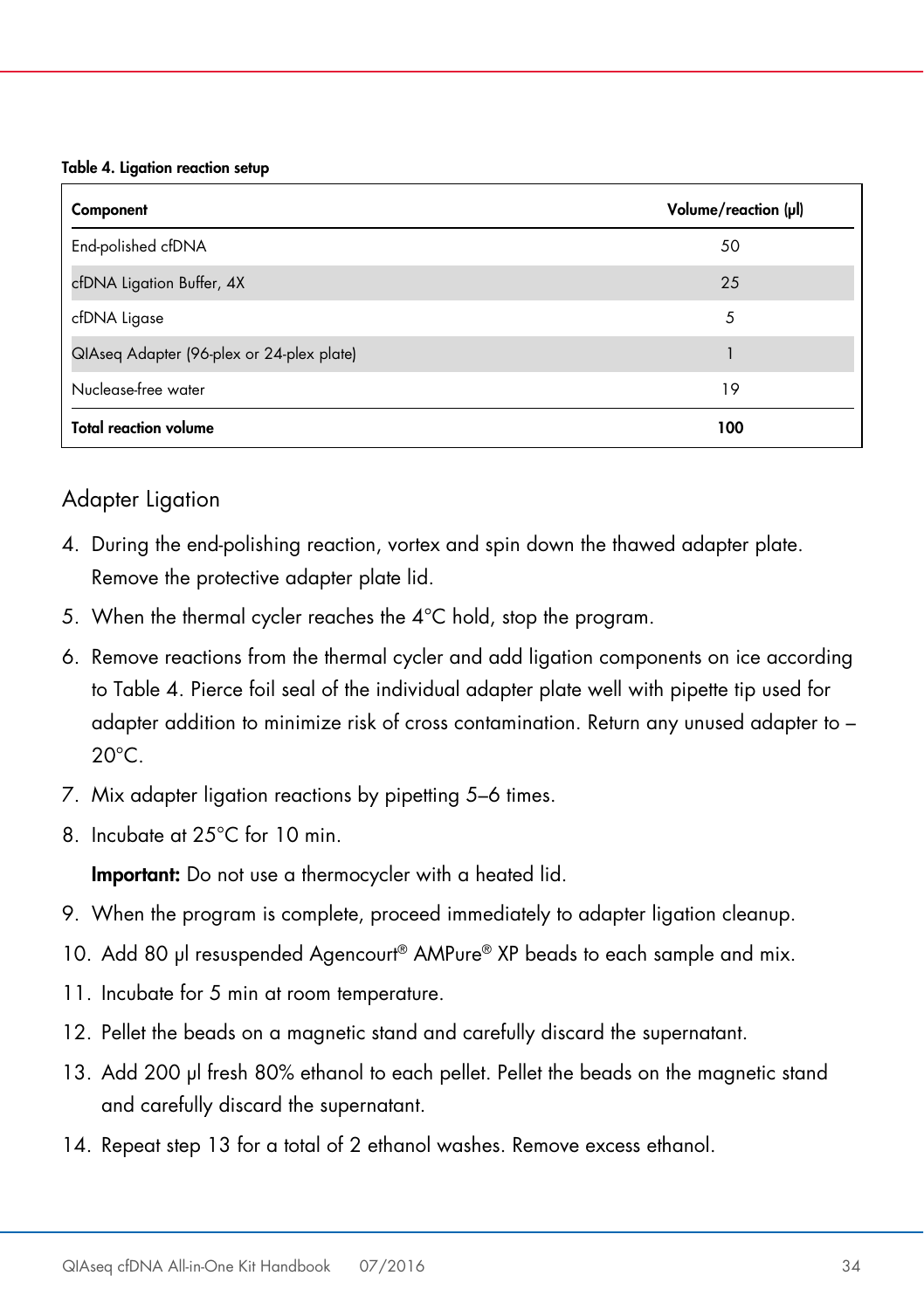**Table 4. Ligation reaction setup**

| Component | Volume/reaction (µl) |
| --- | --- |
| End-polished cfDNA | 50 |
| cfDNA Ligation Buffer, 4X | 25 |
| cfDNA Ligase | 5 |
| QIAseq Adapter (96-plex or 24-plex plate) | 1 |
| Nuclease-free water | 19 |
| **Total reaction volume** | **100** |

## Adapter Ligation

4. During the end-polishing reaction, vortex and spin down the thawed adapter plate. Remove the protective adapter plate lid.
5. When the thermal cycler reaches the 4°C hold, stop the program.
6. Remove reactions from the thermal cycler and add ligation components on ice according to Table 4. Pierce foil seal of the individual adapter plate well with pipette tip used for adapter addition to minimize risk of cross contamination. Return any unused adapter to –20°C.
7. Mix adapter ligation reactions by pipetting 5–6 times.
8. Incubate at 25°C for 10 min.

   **Important:** Do not use a thermocycler with a heated lid.
9. When the program is complete, proceed immediately to adapter ligation cleanup.
10. Add 80 µl resuspended Agencourt® AMPure® XP beads to each sample and mix.
11. Incubate for 5 min at room temperature.
12. Pellet the beads on a magnetic stand and carefully discard the supernatant.
13. Add 200 µl fresh 80% ethanol to each pellet. Pellet the beads on the magnetic stand and carefully discard the supernatant.
14. Repeat step 13 for a total of 2 ethanol washes. Remove excess ethanol.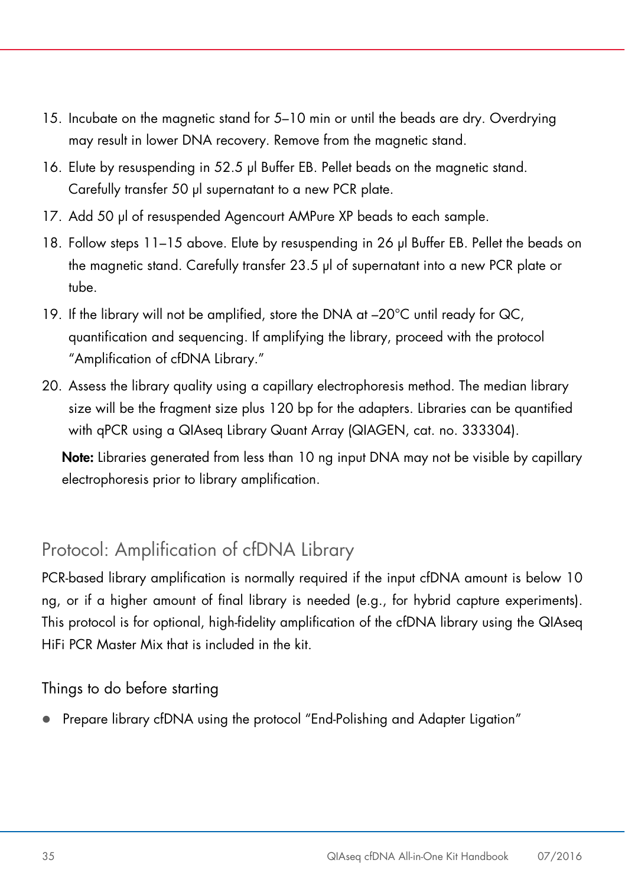15. Incubate on the magnetic stand for 5–10 min or until the beads are dry. Overdrying may result in lower DNA recovery. Remove from the magnetic stand.
16. Elute by resuspending in 52.5 µl Buffer EB. Pellet beads on the magnetic stand. Carefully transfer 50 µl supernatant to a new PCR plate.
17. Add 50 µl of resuspended Agencourt AMPure XP beads to each sample.
18. Follow steps 11–15 above. Elute by resuspending in 26 µl Buffer EB. Pellet the beads on the magnetic stand. Carefully transfer 23.5 µl of supernatant into a new PCR plate or tube.
19. If the library will not be amplified, store the DNA at –20°C until ready for QC, quantification and sequencing. If amplifying the library, proceed with the protocol "Amplification of cfDNA Library."
20. Assess the library quality using a capillary electrophoresis method. The median library size will be the fragment size plus 120 bp for the adapters. Libraries can be quantified with qPCR using a QIAseq Library Quant Array (QIAGEN, cat. no. 333304).

    **Note:** Libraries generated from less than 10 ng input DNA may not be visible by capillary electrophoresis prior to library amplification.

## Protocol: Amplification of cfDNA Library

PCR-based library amplification is normally required if the input cfDNA amount is below 10 ng, or if a higher amount of final library is needed (e.g., for hybrid capture experiments). This protocol is for optional, high-fidelity amplification of the cfDNA library using the QIAseq HiFi PCR Master Mix that is included in the kit.

### Things to do before starting

- Prepare library cfDNA using the protocol "End-Polishing and Adapter Ligation"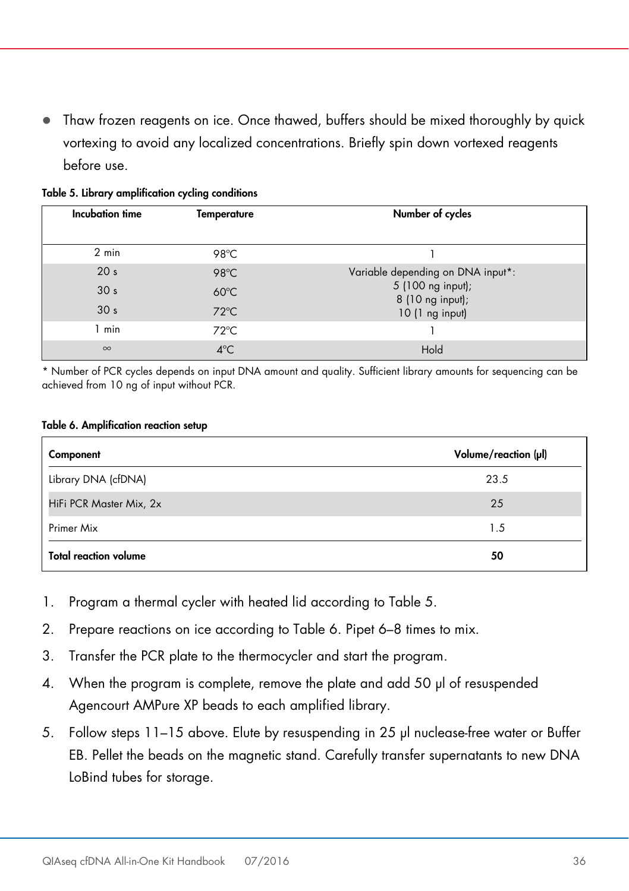- Thaw frozen reagents on ice. Once thawed, buffers should be mixed thoroughly by quick vortexing to avoid any localized concentrations. Briefly spin down vortexed reagents before use.

**Table 5. Library amplification cycling conditions**

| Incubation time | Temperature | Number of cycles |
|---|---|---|
| 2 min | 98°C | 1 |
| 20 s<br>30 s<br>30 s | 98°C<br>60°C<br>72°C | Variable depending on DNA input*:<br>5 (100 ng input);<br>8 (10 ng input);<br>10 (1 ng input) |
| 1 min | 72°C | 1 |
| ∞ | 4°C | Hold |

* Number of PCR cycles depends on input DNA amount and quality. Sufficient library amounts for sequencing can be achieved from 10 ng of input without PCR.

**Table 6. Amplification reaction setup**

| Component | Volume/reaction (µl) |
|---|---|
| Library DNA (cfDNA) | 23.5 |
| HiFi PCR Master Mix, 2x | 25 |
| Primer Mix | 1.5 |
| **Total reaction volume** | **50** |

1. Program a thermal cycler with heated lid according to Table 5.
2. Prepare reactions on ice according to Table 6. Pipet 6–8 times to mix.
3. Transfer the PCR plate to the thermocycler and start the program.
4. When the program is complete, remove the plate and add 50 µl of resuspended Agencourt AMPure XP beads to each amplified library.
5. Follow steps 11–15 above. Elute by resuspending in 25 µl nuclease-free water or Buffer EB. Pellet the beads on the magnetic stand. Carefully transfer supernatants to new DNA LoBind tubes for storage.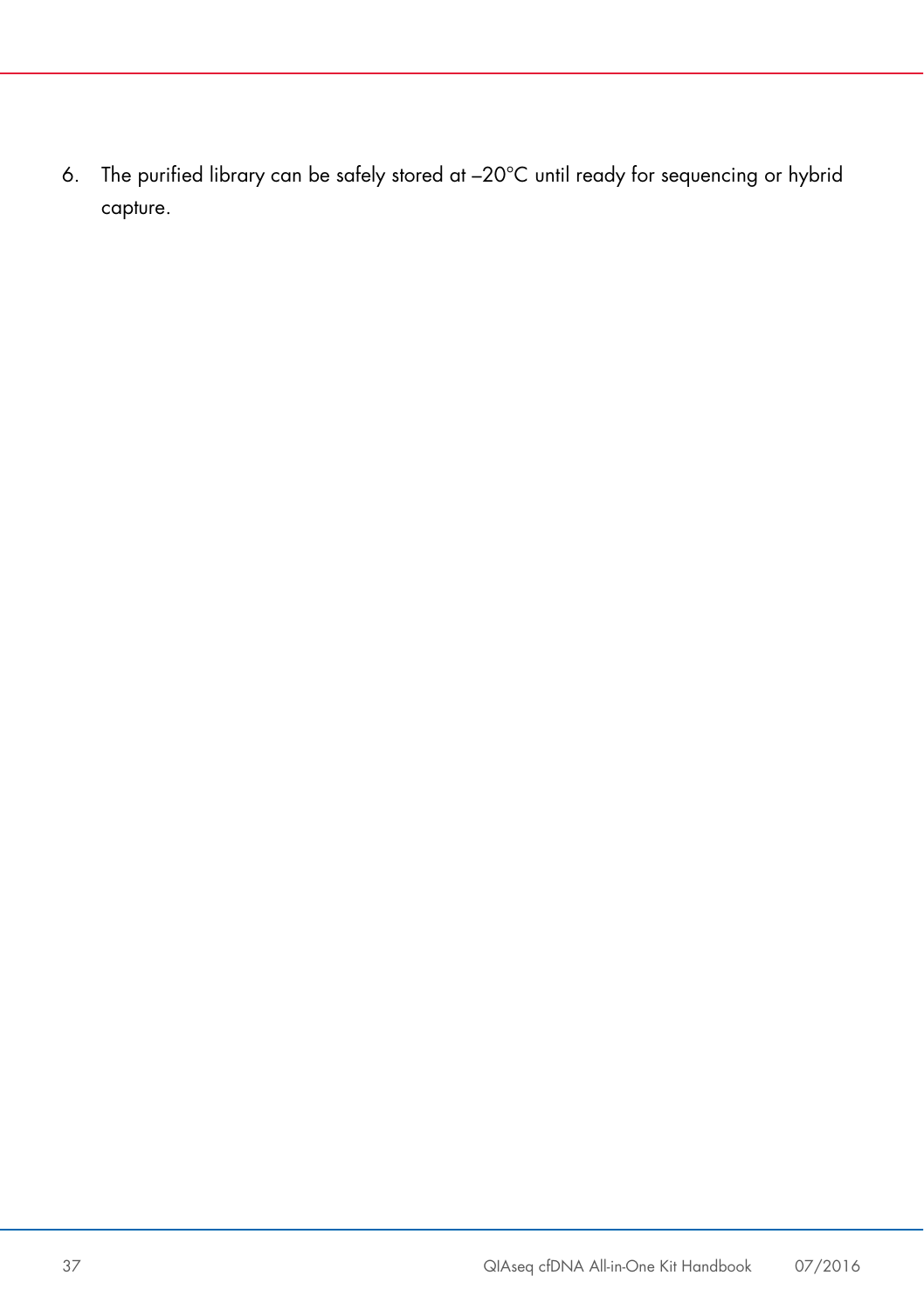6. The purified library can be safely stored at –20°C until ready for sequencing or hybrid capture.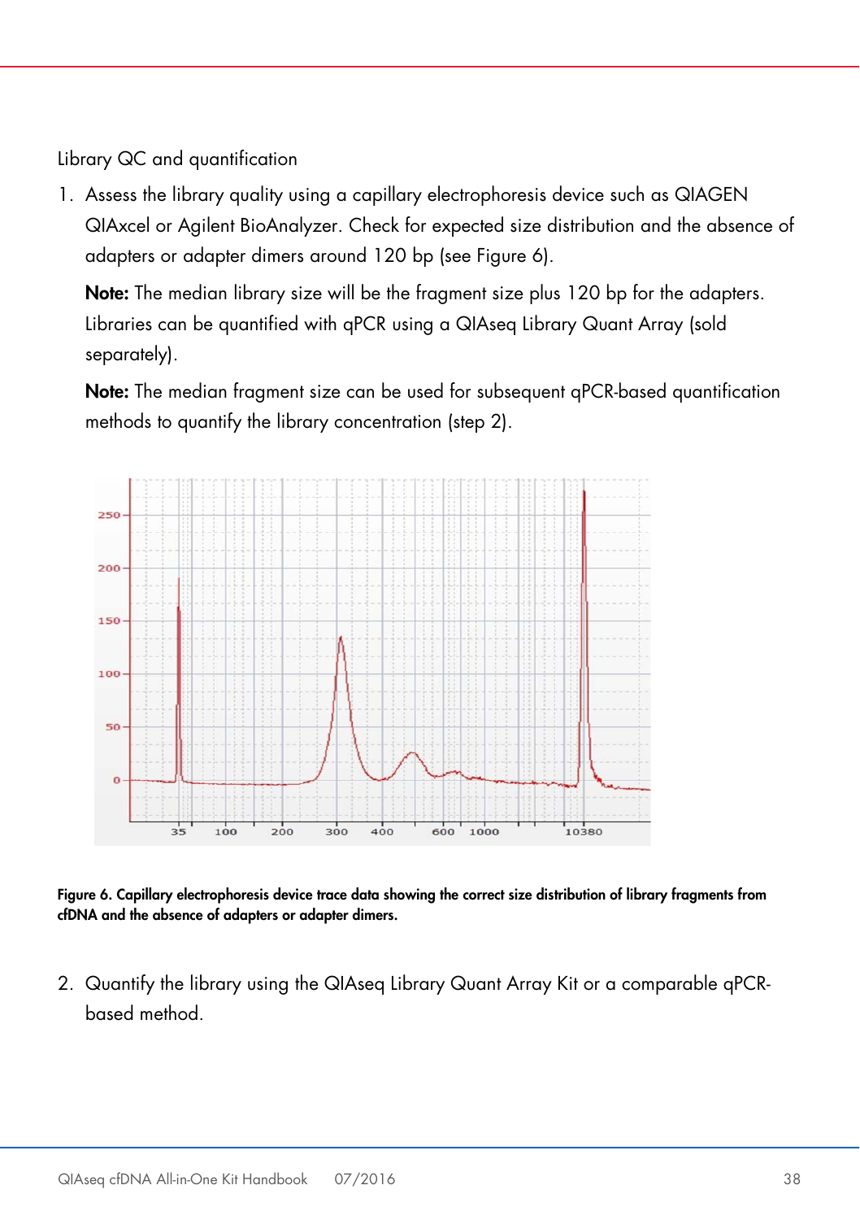Library QC and quantification

1. Assess the library quality using a capillary electrophoresis device such as QIAGEN QIAxcel or Agilent BioAnalyzer. Check for expected size distribution and the absence of adapters or adapter dimers around 120 bp (see Figure 6).

   **Note:** The median library size will be the fragment size plus 120 bp for the adapters. Libraries can be quantified with qPCR using a QIAseq Library Quant Array (sold separately).

   **Note:** The median fragment size can be used for subsequent qPCR-based quantification methods to quantify the library concentration (step 2).

**Figure 6. Capillary electrophoresis device trace data showing the correct size distribution of library fragments from cfDNA and the absence of adapters or adapter dimers.**

2. Quantify the library using the QIAseq Library Quant Array Kit or a comparable qPCR-based method.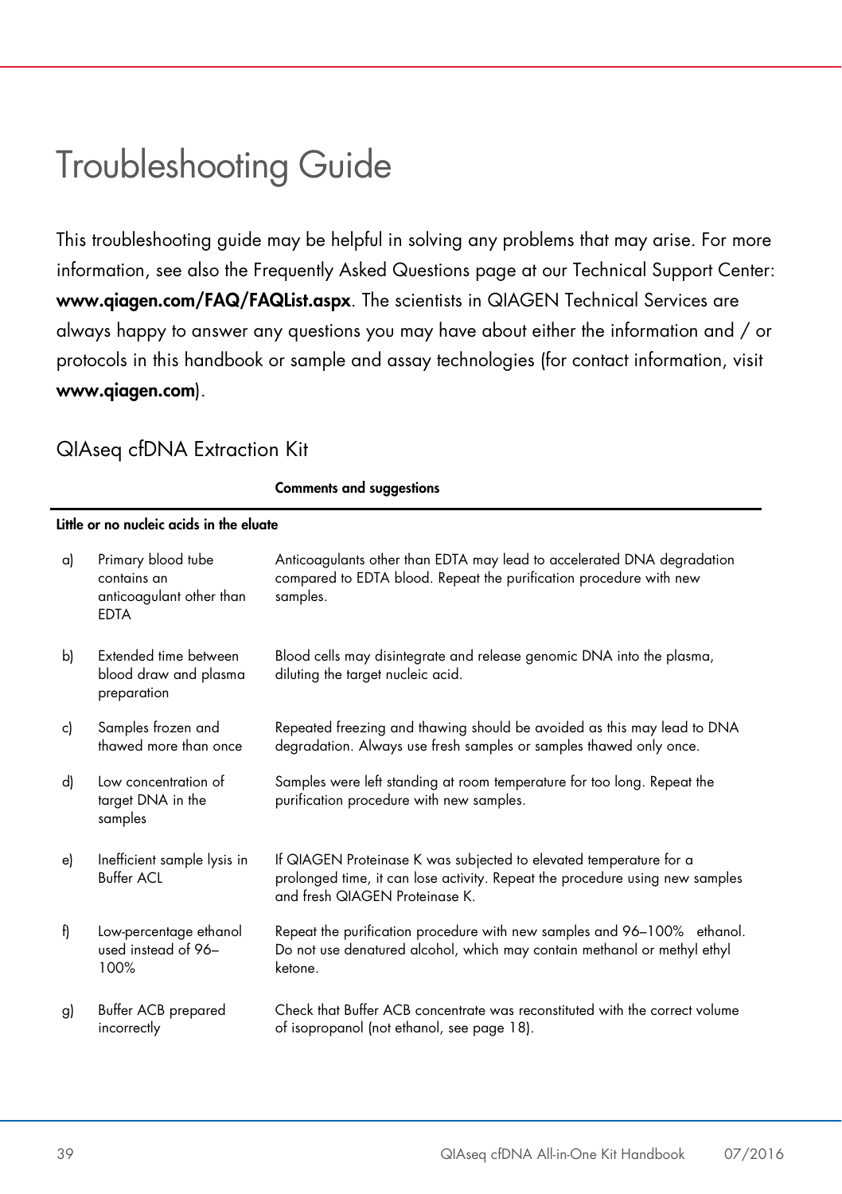# Troubleshooting Guide

This troubleshooting guide may be helpful in solving any problems that may arise. For more information, see also the Frequently Asked Questions page at our Technical Support Center: **www.qiagen.com/FAQ/FAQList.aspx**. The scientists in QIAGEN Technical Services are always happy to answer any questions you may have about either the information and / or protocols in this handbook or sample and assay technologies (for contact information, visit **www.qiagen.com**).

## QIAseq cfDNA Extraction Kit

| | | Comments and suggestions |
|---|---|---|
| **Little or no nucleic acids in the eluate** | | |
| a) | Primary blood tube contains an anticoagulant other than EDTA | Anticoagulants other than EDTA may lead to accelerated DNA degradation compared to EDTA blood. Repeat the purification procedure with new samples. |
| b) | Extended time between blood draw and plasma preparation | Blood cells may disintegrate and release genomic DNA into the plasma, diluting the target nucleic acid. |
| c) | Samples frozen and thawed more than once | Repeated freezing and thawing should be avoided as this may lead to DNA degradation. Always use fresh samples or samples thawed only once. |
| d) | Low concentration of target DNA in the samples | Samples were left standing at room temperature for too long. Repeat the purification procedure with new samples. |
| e) | Inefficient sample lysis in Buffer ACL | If QIAGEN Proteinase K was subjected to elevated temperature for a prolonged time, it can lose activity. Repeat the procedure using new samples and fresh QIAGEN Proteinase K. |
| f) | Low-percentage ethanol used instead of 96–100% | Repeat the purification procedure with new samples and 96–100% ethanol. Do not use denatured alcohol, which may contain methanol or methyl ethyl ketone. |
| g) | Buffer ACB prepared incorrectly | Check that Buffer ACB concentrate was reconstituted with the correct volume of isopropanol (not ethanol, see page 18). |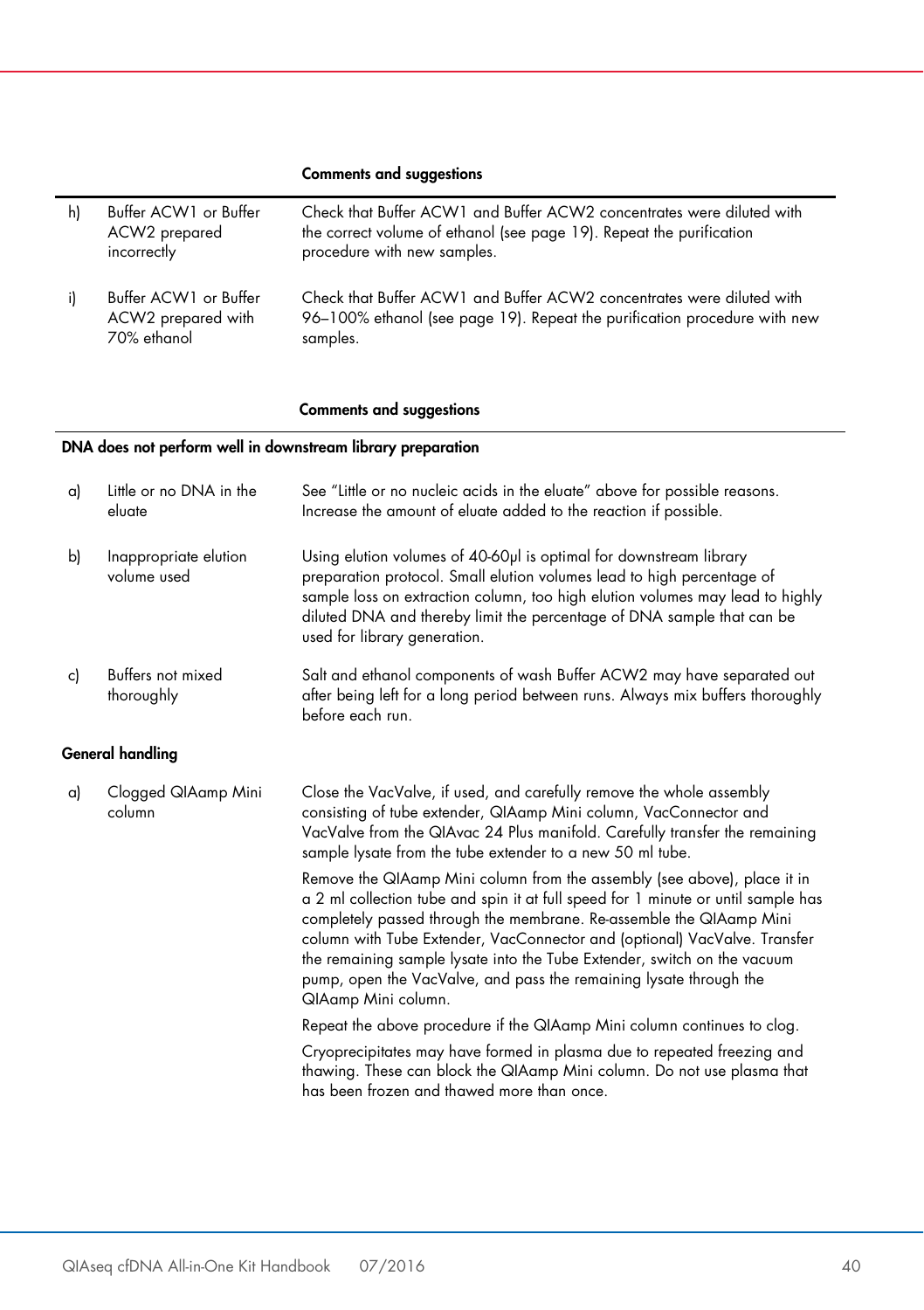| | | Comments and suggestions |
|---|---|---|
| h) | Buffer ACW1 or Buffer ACW2 prepared incorrectly | Check that Buffer ACW1 and Buffer ACW2 concentrates were diluted with the correct volume of ethanol (see page 19). Repeat the purification procedure with new samples. |
| i) | Buffer ACW1 or Buffer ACW2 prepared with 70% ethanol | Check that Buffer ACW1 and Buffer ACW2 concentrates were diluted with 96–100% ethanol (see page 19). Repeat the purification procedure with new samples. |

| | | Comments and suggestions |
|---|---|---|
| **DNA does not perform well in downstream library preparation** | | |
| a) | Little or no DNA in the eluate | See "Little or no nucleic acids in the eluate" above for possible reasons. Increase the amount of eluate added to the reaction if possible. |
| b) | Inappropriate elution volume used | Using elution volumes of 40-60µl is optimal for downstream library preparation protocol. Small elution volumes lead to high percentage of sample loss on extraction column, too high elution volumes may lead to highly diluted DNA and thereby limit the percentage of DNA sample that can be used for library generation. |
| c) | Buffers not mixed thoroughly | Salt and ethanol components of wash Buffer ACW2 may have separated out after being left for a long period between runs. Always mix buffers thoroughly before each run. |
| **General handling** | | |
| a) | Clogged QIAamp Mini column | Close the VacValve, if used, and carefully remove the whole assembly consisting of tube extender, QIAamp Mini column, VacConnector and VacValve from the QIAvac 24 Plus manifold. Carefully transfer the remaining sample lysate from the tube extender to a new 50 ml tube.<br><br>Remove the QIAamp Mini column from the assembly (see above), place it in a 2 ml collection tube and spin it at full speed for 1 minute or until sample has completely passed through the membrane. Re-assemble the QIAamp Mini column with Tube Extender, VacConnector and (optional) VacValve. Transfer the remaining sample lysate into the Tube Extender, switch on the vacuum pump, open the VacValve, and pass the remaining lysate through the QIAamp Mini column.<br><br>Repeat the above procedure if the QIAamp Mini column continues to clog.<br><br>Cryoprecipitates may have formed in plasma due to repeated freezing and thawing. These can block the QIAamp Mini column. Do not use plasma that has been frozen and thawed more than once. |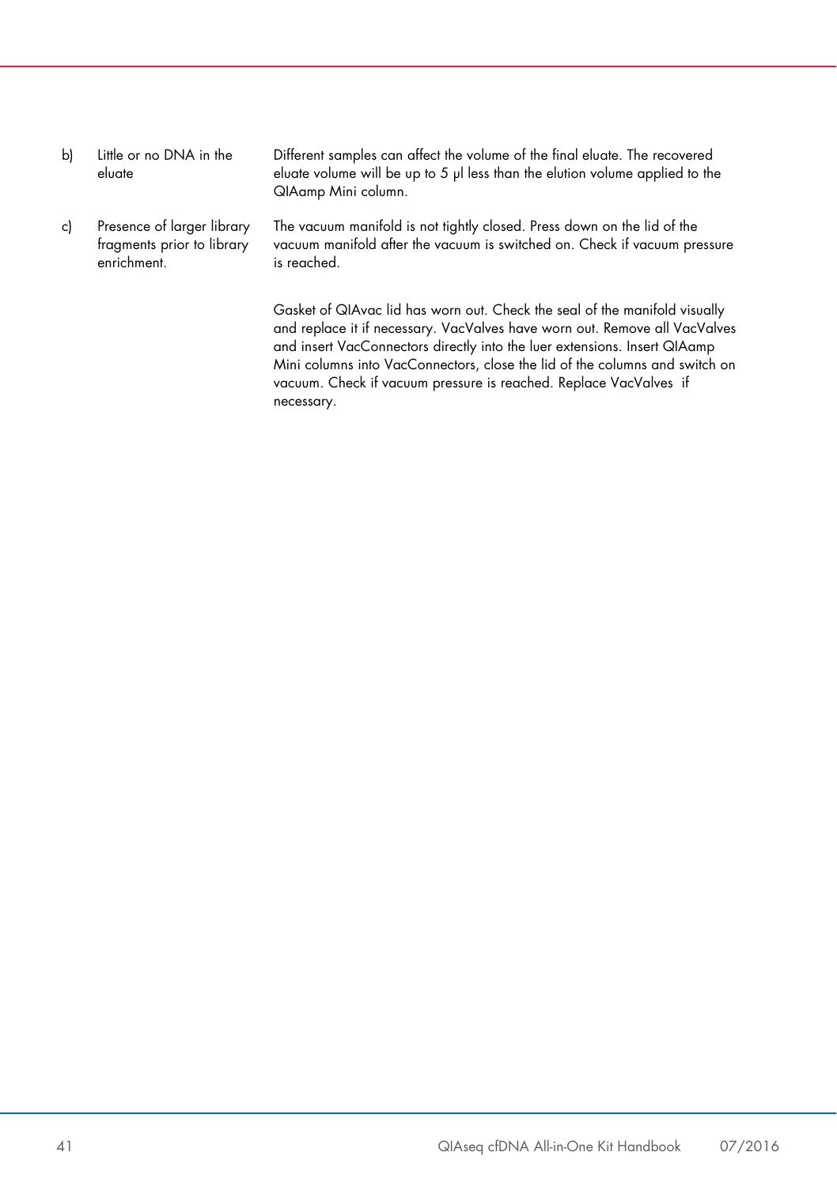| | | |
|---|---|---|
| b) | Little or no DNA in the eluate | Different samples can affect the volume of the final eluate. The recovered eluate volume will be up to 5 µl less than the elution volume applied to the QIAamp Mini column. |
| c) | Presence of larger library fragments prior to library enrichment. | The vacuum manifold is not tightly closed. Press down on the lid of the vacuum manifold after the vacuum is switched on. Check if vacuum pressure is reached.<br><br>Gasket of QIAvac lid has worn out. Check the seal of the manifold visually and replace it if necessary. VacValves have worn out. Remove all VacValves and insert VacConnectors directly into the luer extensions. Insert QIAamp Mini columns into VacConnectors, close the lid of the columns and switch on vacuum. Check if vacuum pressure is reached. Replace VacValves if necessary. |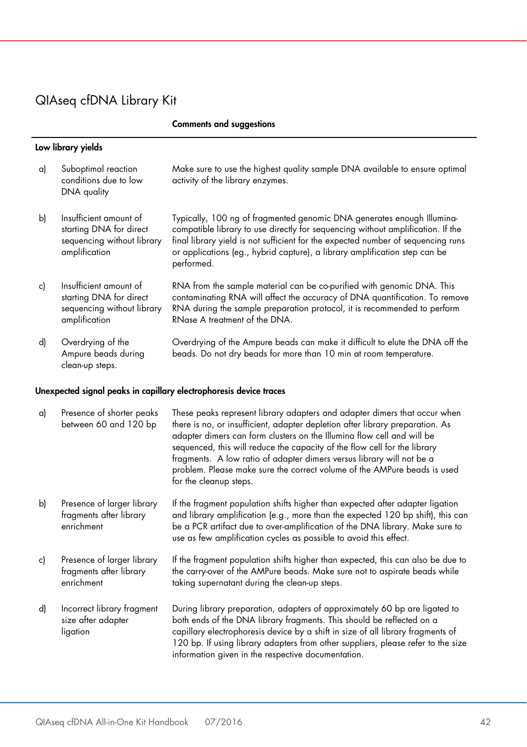## QIAseq cfDNA Library Kit

| | | Comments and suggestions |
|---|---|---|
| **Low library yields** | | |
| a) | Suboptimal reaction conditions due to low DNA quality | Make sure to use the highest quality sample DNA available to ensure optimal activity of the library enzymes. |
| b) | Insufficient amount of starting DNA for direct sequencing without library amplification | Typically, 100 ng of fragmented genomic DNA generates enough Illumina-compatible library to use directly for sequencing without amplification. If the final library yield is not sufficient for the expected number of sequencing runs or applications (eg., hybrid capture), a library amplification step can be performed. |
| c) | Insufficient amount of starting DNA for direct sequencing without library amplification | RNA from the sample material can be co-purified with genomic DNA. This contaminating RNA will affect the accuracy of DNA quantification. To remove RNA during the sample preparation protocol, it is recommended to perform RNase A treatment of the DNA. |
| d) | Overdrying of the Ampure beads during clean-up steps. | Overdrying of the Ampure beads can make it difficult to elute the DNA off the beads. Do not dry beads for more than 10 min at room temperature. |
| **Unexpected signal peaks in capillary electrophoresis device traces** | | |
| a) | Presence of shorter peaks between 60 and 120 bp | These peaks represent library adapters and adapter dimers that occur when there is no, or insufficient, adapter depletion after library preparation. As adapter dimers can form clusters on the Illumina flow cell and will be sequenced, this will reduce the capacity of the flow cell for the library fragments. A low ratio of adapter dimers versus library will not be a problem. Please make sure the correct volume of the AMPure beads is used for the cleanup steps. |
| b) | Presence of larger library fragments after library enrichment | If the fragment population shifts higher than expected after adapter ligation and library amplification (e.g., more than the expected 120 bp shift), this can be a PCR artifact due to over-amplification of the DNA library. Make sure to use as few amplification cycles as possible to avoid this effect. |
| c) | Presence of larger library fragments after library enrichment | If the fragment population shifts higher than expected, this can also be due to the carry-over of the AMPure beads. Make sure not to aspirate beads while taking supernatant during the clean-up steps. |
| d) | Incorrect library fragment size after adapter ligation | During library preparation, adapters of approximately 60 bp are ligated to both ends of the DNA library fragments. This should be reflected on a capillary electrophoresis device by a shift in size of all library fragments of 120 bp. If using library adapters from other suppliers, please refer to the size information given in the respective documentation. |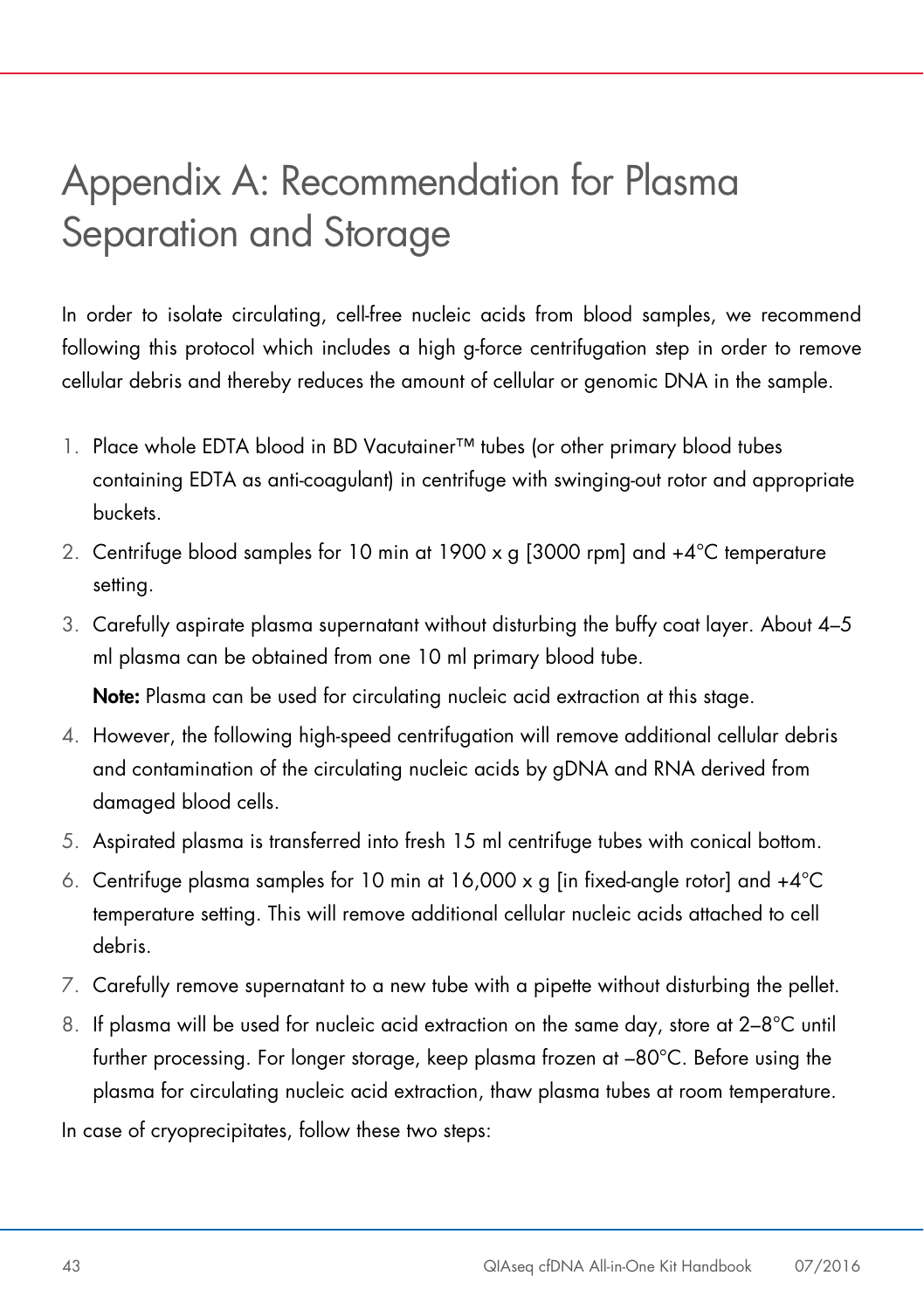# Appendix A: Recommendation for Plasma Separation and Storage

In order to isolate circulating, cell-free nucleic acids from blood samples, we recommend following this protocol which includes a high g-force centrifugation step in order to remove cellular debris and thereby reduces the amount of cellular or genomic DNA in the sample.

1. Place whole EDTA blood in BD Vacutainer™ tubes (or other primary blood tubes containing EDTA as anti-coagulant) in centrifuge with swinging-out rotor and appropriate buckets.
2. Centrifuge blood samples for 10 min at 1900 x g [3000 rpm] and +4°C temperature setting.
3. Carefully aspirate plasma supernatant without disturbing the buffy coat layer. About 4–5 ml plasma can be obtained from one 10 ml primary blood tube.

   **Note:** Plasma can be used for circulating nucleic acid extraction at this stage.
4. However, the following high-speed centrifugation will remove additional cellular debris and contamination of the circulating nucleic acids by gDNA and RNA derived from damaged blood cells.
5. Aspirated plasma is transferred into fresh 15 ml centrifuge tubes with conical bottom.
6. Centrifuge plasma samples for 10 min at 16,000 x g [in fixed-angle rotor] and +4°C temperature setting. This will remove additional cellular nucleic acids attached to cell debris.
7. Carefully remove supernatant to a new tube with a pipette without disturbing the pellet.
8. If plasma will be used for nucleic acid extraction on the same day, store at 2–8°C until further processing. For longer storage, keep plasma frozen at –80°C. Before using the plasma for circulating nucleic acid extraction, thaw plasma tubes at room temperature.

In case of cryoprecipitates, follow these two steps: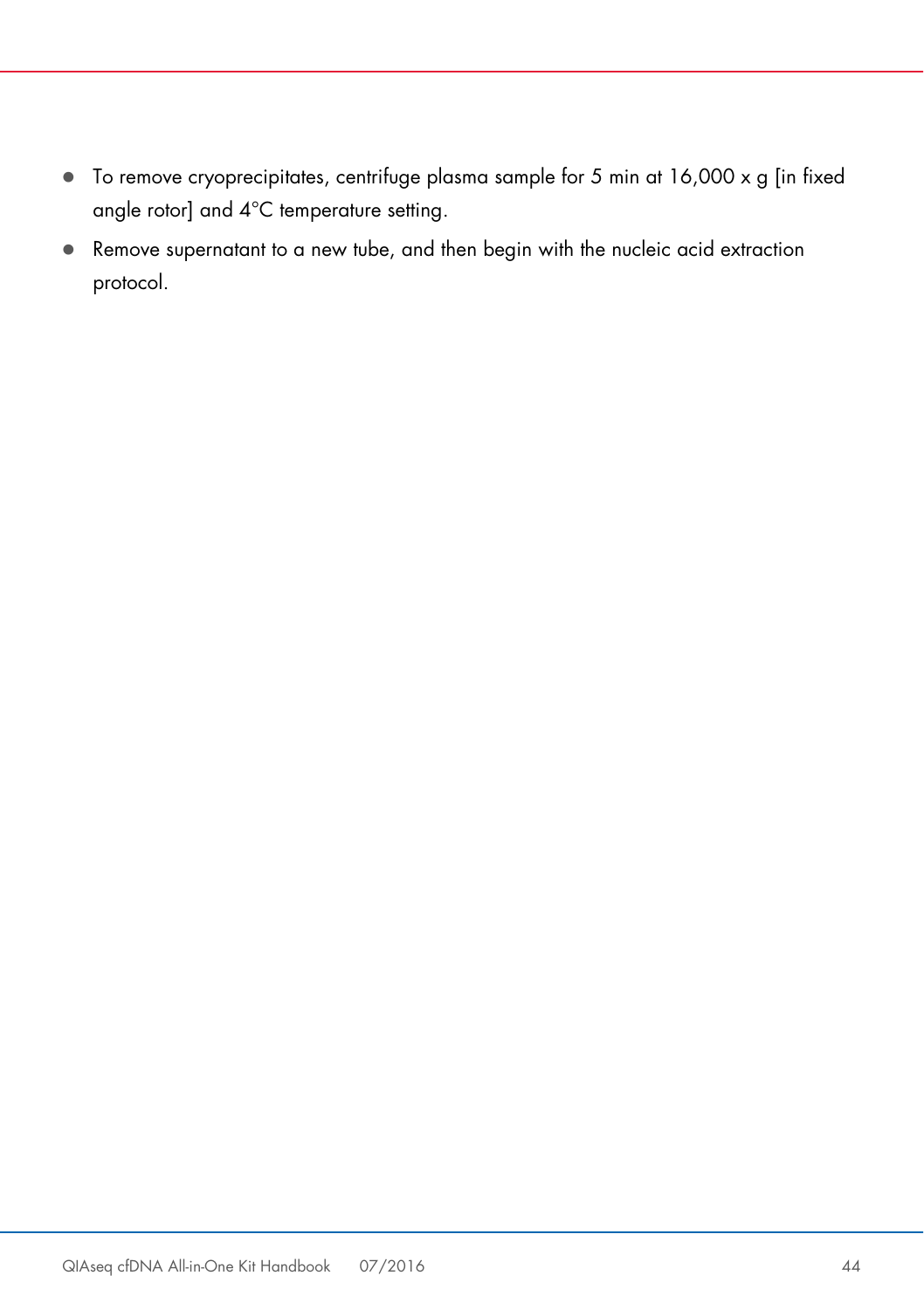- To remove cryoprecipitates, centrifuge plasma sample for 5 min at 16,000 x g [in fixed angle rotor] and 4°C temperature setting.
- Remove supernatant to a new tube, and then begin with the nucleic acid extraction protocol.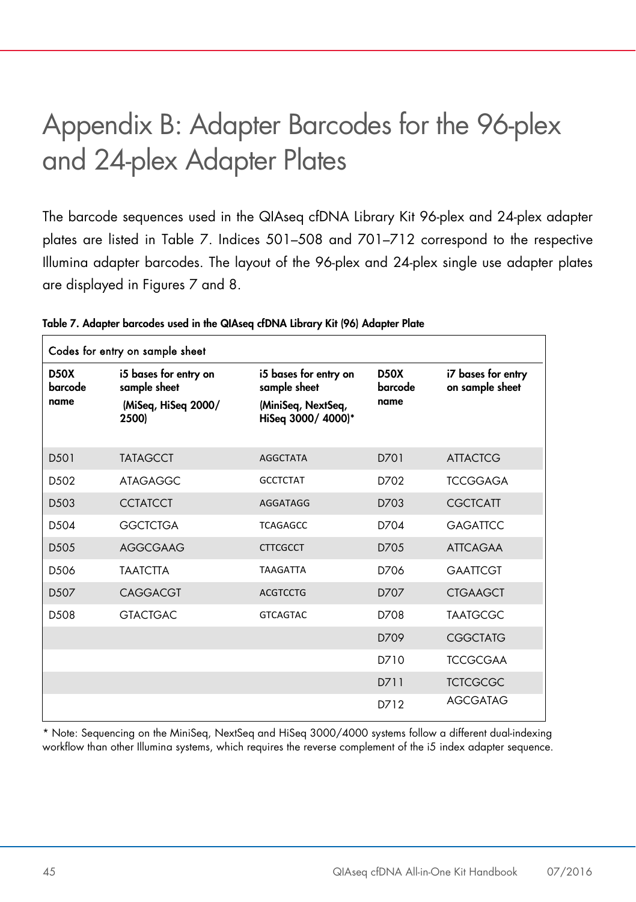# Appendix B: Adapter Barcodes for the 96-plex and 24-plex Adapter Plates

The barcode sequences used in the QIAseq cfDNA Library Kit 96-plex and 24-plex adapter plates are listed in Table 7. Indices 501–508 and 701–712 correspond to the respective Illumina adapter barcodes. The layout of the 96-plex and 24-plex single use adapter plates are displayed in Figures 7 and 8.

**Table 7. Adapter barcodes used in the QIAseq cfDNA Library Kit (96) Adapter Plate**

| Codes for entry on sample sheet | | | | |
|---|---|---|---|---|
| **D50X barcode name** | **i5 bases for entry on sample sheet (MiSeq, HiSeq 2000/ 2500)** | **i5 bases for entry on sample sheet (MiniSeq, NextSeq, HiSeq 3000/ 4000)*** | **D50X barcode name** | **i7 bases for entry on sample sheet** |
| D501 | TATAGCCT | AGGCTATA | D701 | ATTACTCG |
| D502 | ATAGAGGC | GCCTCTAT | D702 | TCCGGAGA |
| D503 | CCTATCCT | AGGATAGG | D703 | CGCTCATT |
| D504 | GGCTCTGA | TCAGAGCC | D704 | GAGATTCC |
| D505 | AGGCGAAG | CTTCGCCT | D705 | ATTCAGAA |
| D506 | TAATCTTA | TAAGATTA | D706 | GAATTCGT |
| D507 | CAGGACGT | ACGTCCTG | D707 | CTGAAGCT |
| D508 | GTACTGAC | GTCAGTAC | D708 | TAATGCGC |
| | | | D709 | CGGCTATG |
| | | | D710 | TCCGCGAA |
| | | | D711 | TCTCGCGC |
| | | | D712 | AGCGATAG |

* Note: Sequencing on the MiniSeq, NextSeq and HiSeq 3000/4000 systems follow a different dual-indexing workflow than other Illumina systems, which requires the reverse complement of the i5 index adapter sequence.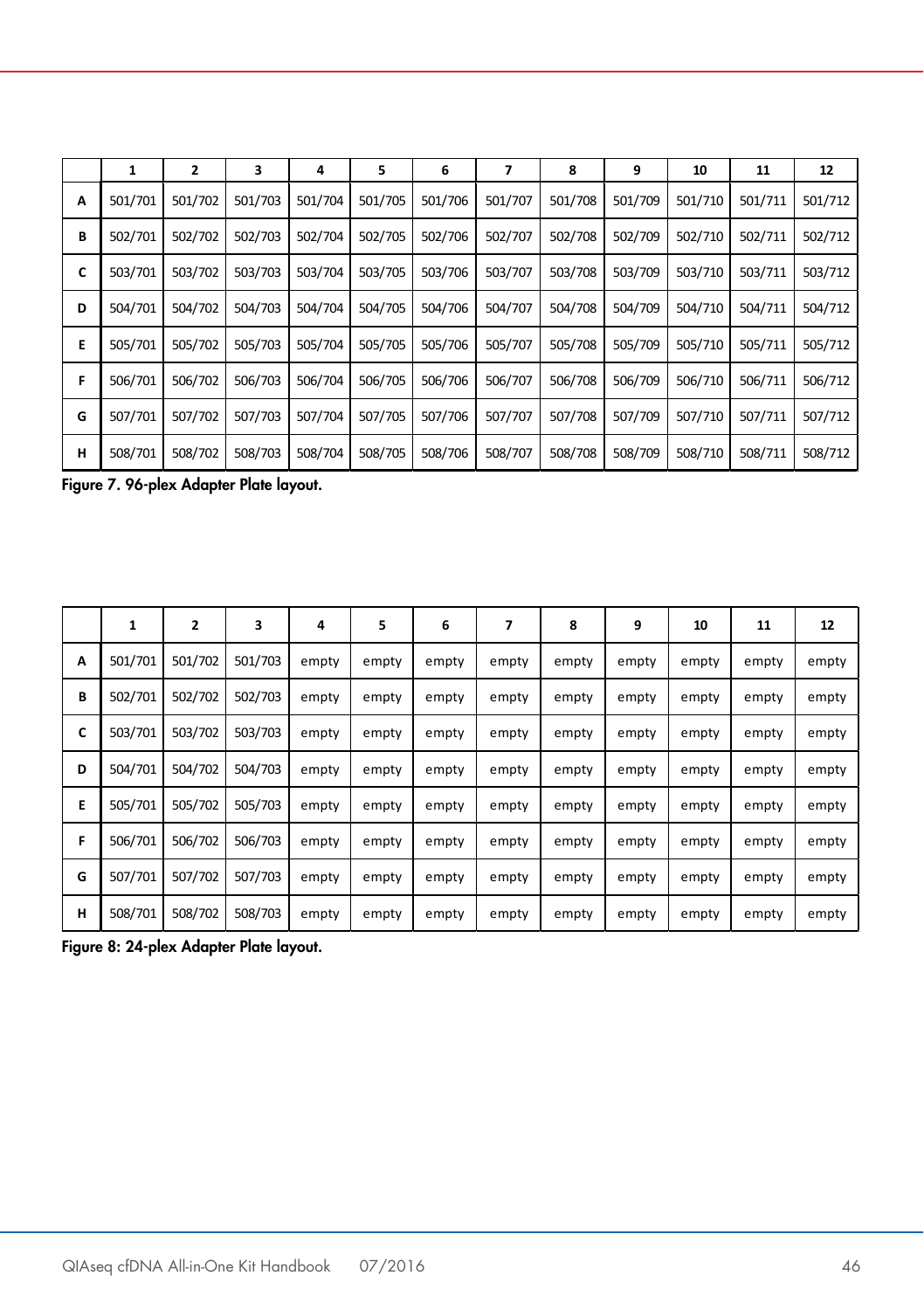| | 1 | 2 | 3 | 4 | 5 | 6 | 7 | 8 | 9 | 10 | 11 | 12 |
|---|---|---|---|---|---|---|---|---|---|---|---|---|
| A | 501/701 | 501/702 | 501/703 | 501/704 | 501/705 | 501/706 | 501/707 | 501/708 | 501/709 | 501/710 | 501/711 | 501/712 |
| B | 502/701 | 502/702 | 502/703 | 502/704 | 502/705 | 502/706 | 502/707 | 502/708 | 502/709 | 502/710 | 502/711 | 502/712 |
| C | 503/701 | 503/702 | 503/703 | 503/704 | 503/705 | 503/706 | 503/707 | 503/708 | 503/709 | 503/710 | 503/711 | 503/712 |
| D | 504/701 | 504/702 | 504/703 | 504/704 | 504/705 | 504/706 | 504/707 | 504/708 | 504/709 | 504/710 | 504/711 | 504/712 |
| E | 505/701 | 505/702 | 505/703 | 505/704 | 505/705 | 505/706 | 505/707 | 505/708 | 505/709 | 505/710 | 505/711 | 505/712 |
| F | 506/701 | 506/702 | 506/703 | 506/704 | 506/705 | 506/706 | 506/707 | 506/708 | 506/709 | 506/710 | 506/711 | 506/712 |
| G | 507/701 | 507/702 | 507/703 | 507/704 | 507/705 | 507/706 | 507/707 | 507/708 | 507/709 | 507/710 | 507/711 | 507/712 |
| H | 508/701 | 508/702 | 508/703 | 508/704 | 508/705 | 508/706 | 508/707 | 508/708 | 508/709 | 508/710 | 508/711 | 508/712 |

**Figure 7. 96-plex Adapter Plate layout.**

| | 1 | 2 | 3 | 4 | 5 | 6 | 7 | 8 | 9 | 10 | 11 | 12 |
|---|---|---|---|---|---|---|---|---|---|---|---|---|
| A | 501/701 | 501/702 | 501/703 | empty | empty | empty | empty | empty | empty | empty | empty | empty |
| B | 502/701 | 502/702 | 502/703 | empty | empty | empty | empty | empty | empty | empty | empty | empty |
| C | 503/701 | 503/702 | 503/703 | empty | empty | empty | empty | empty | empty | empty | empty | empty |
| D | 504/701 | 504/702 | 504/703 | empty | empty | empty | empty | empty | empty | empty | empty | empty |
| E | 505/701 | 505/702 | 505/703 | empty | empty | empty | empty | empty | empty | empty | empty | empty |
| F | 506/701 | 506/702 | 506/703 | empty | empty | empty | empty | empty | empty | empty | empty | empty |
| G | 507/701 | 507/702 | 507/703 | empty | empty | empty | empty | empty | empty | empty | empty | empty |
| H | 508/701 | 508/702 | 508/703 | empty | empty | empty | empty | empty | empty | empty | empty | empty |

**Figure 8: 24-plex Adapter Plate layout.**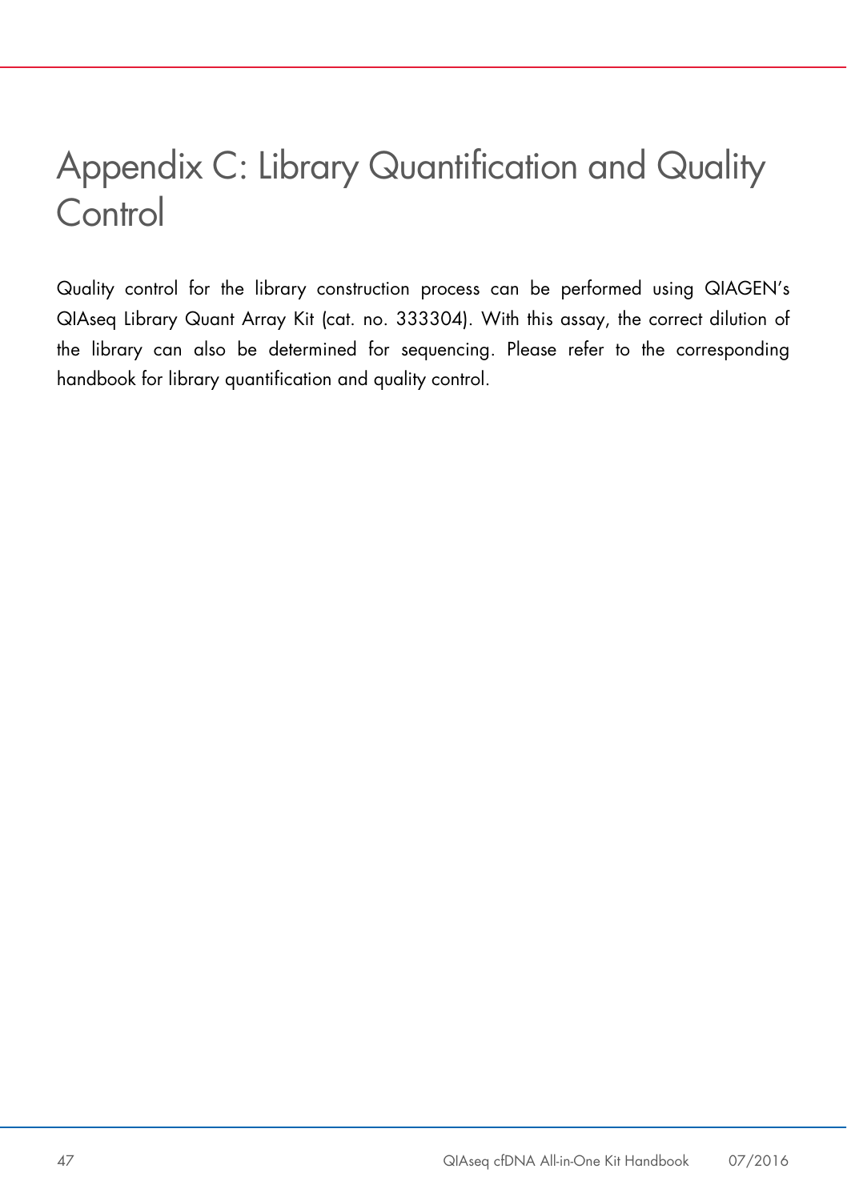# Appendix C: Library Quantification and Quality Control

Quality control for the library construction process can be performed using QIAGEN's QIAseq Library Quant Array Kit (cat. no. 333304). With this assay, the correct dilution of the library can also be determined for sequencing. Please refer to the corresponding handbook for library quantification and quality control.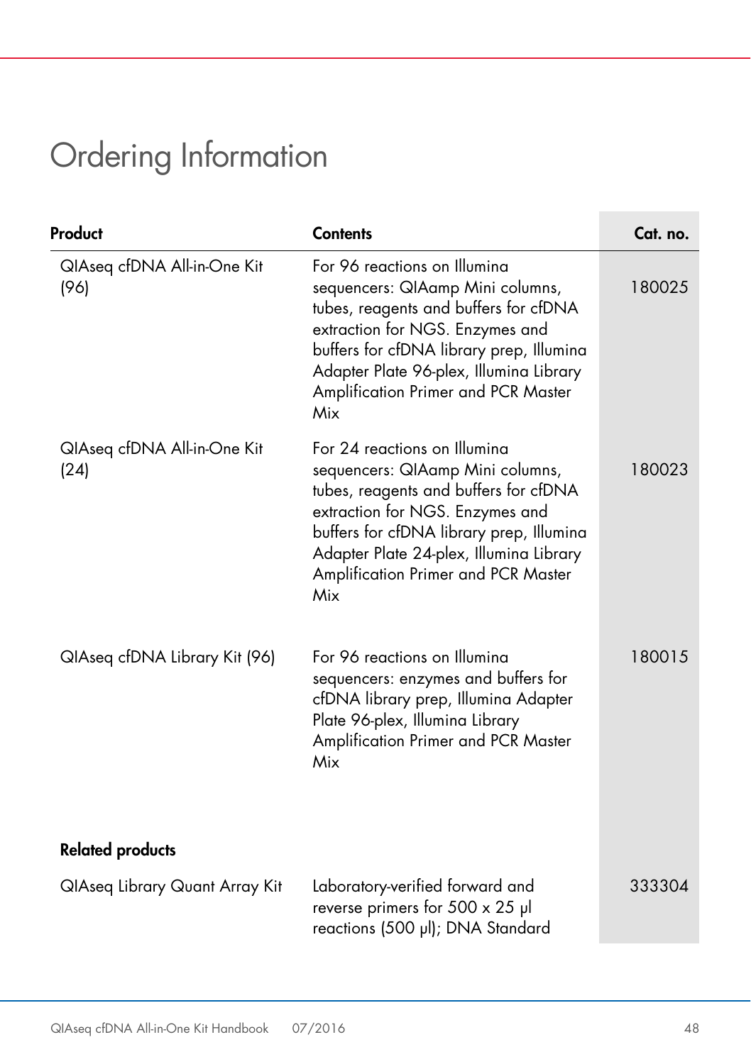# Ordering Information

| Product | Contents | Cat. no. |
|---|---|---|
| QIAseq cfDNA All-in-One Kit (96) | For 96 reactions on Illumina sequencers: QIAamp Mini columns, tubes, reagents and buffers for cfDNA extraction for NGS. Enzymes and buffers for cfDNA library prep, Illumina Adapter Plate 96-plex, Illumina Library Amplification Primer and PCR Master Mix | 180025 |
| QIAseq cfDNA All-in-One Kit (24) | For 24 reactions on Illumina sequencers: QIAamp Mini columns, tubes, reagents and buffers for cfDNA extraction for NGS. Enzymes and buffers for cfDNA library prep, Illumina Adapter Plate 24-plex, Illumina Library Amplification Primer and PCR Master Mix | 180023 |
| QIAseq cfDNA Library Kit (96) | For 96 reactions on Illumina sequencers: enzymes and buffers for cfDNA library prep, Illumina Adapter Plate 96-plex, Illumina Library Amplification Primer and PCR Master Mix | 180015 |
| **Related products** | | |
| QIAseq Library Quant Array Kit | Laboratory-verified forward and reverse primers for 500 x 25 µl reactions (500 µl); DNA Standard | 333304 |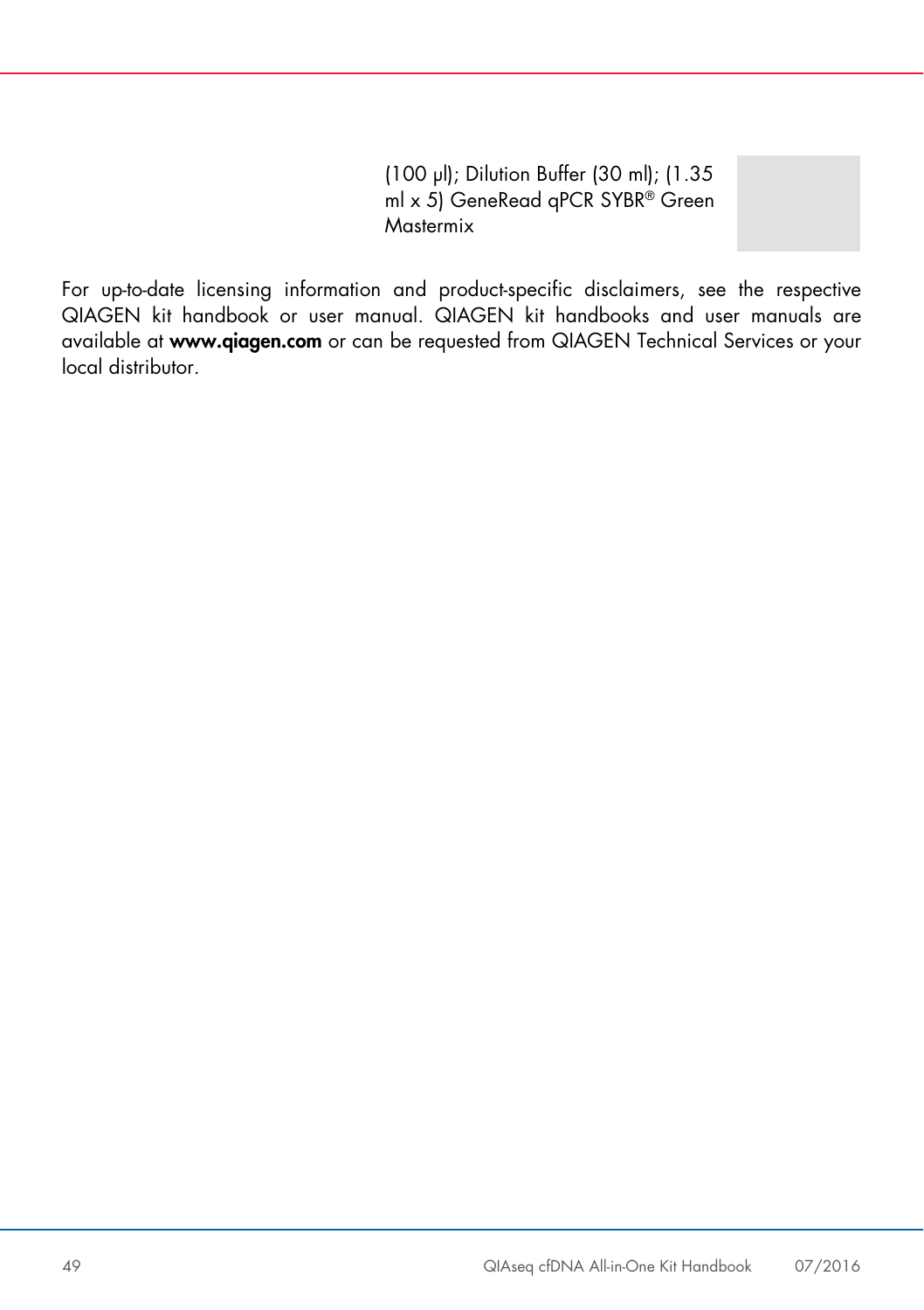| | | |
|---|---|---|
| | (100 µl); Dilution Buffer (30 ml); (1.35 ml x 5) GeneRead qPCR SYBR® Green Mastermix | |

For up-to-date licensing information and product-specific disclaimers, see the respective QIAGEN kit handbook or user manual. QIAGEN kit handbooks and user manuals are available at **www.qiagen.com** or can be requested from QIAGEN Technical Services or your local distributor.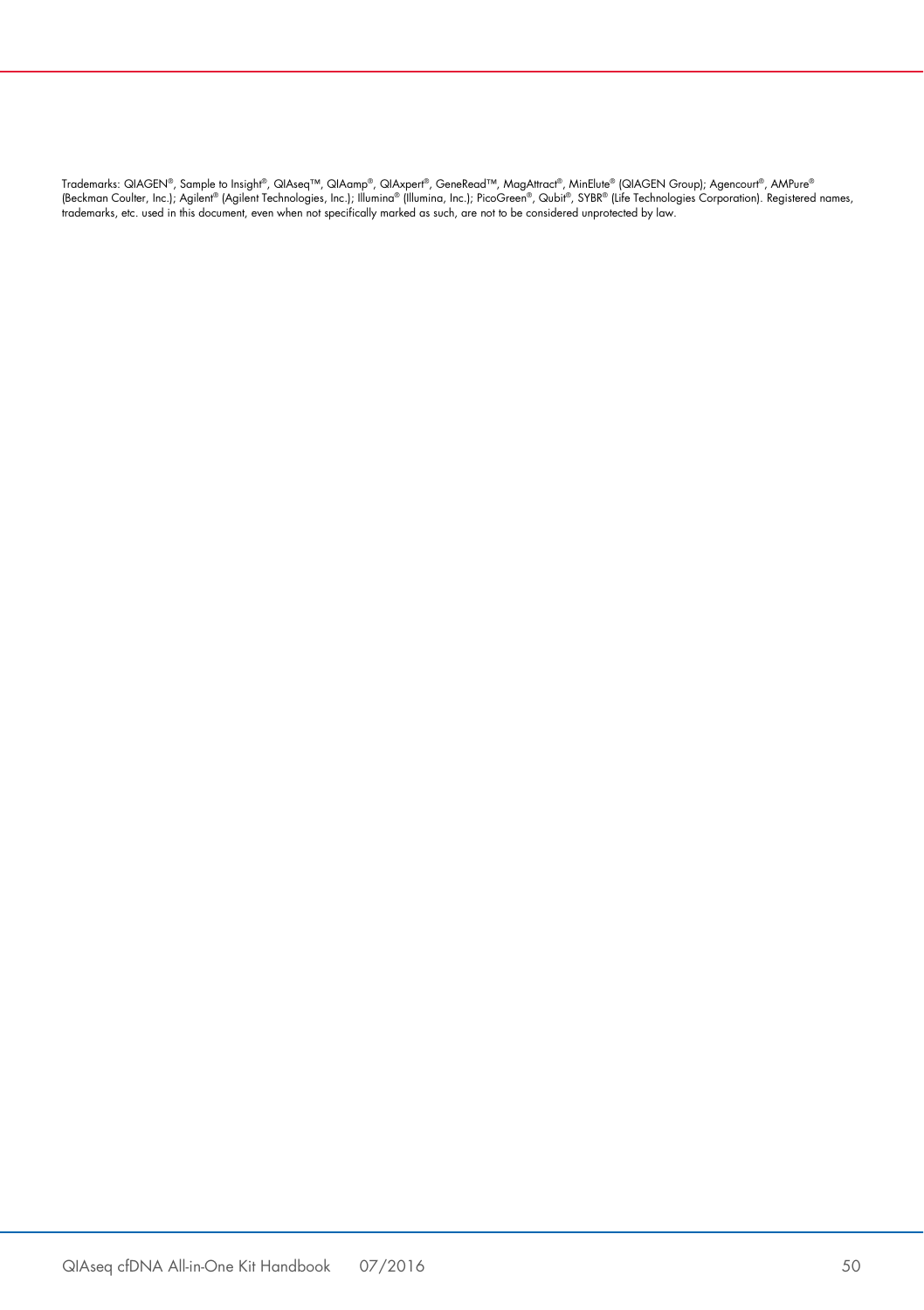Trademarks: QIAGEN®, Sample to Insight®, QIAseq™, QIAamp®, QIAxpert®, GeneRead™, MagAttract®, MinElute® (QIAGEN Group); Agencourt®, AMPure® (Beckman Coulter, Inc.); Agilent® (Agilent Technologies, Inc.); Illumina® (Illumina, Inc.); PicoGreen®, Qubit®, SYBR® (Life Technologies Corporation). Registered names, trademarks, etc. used in this document, even when not specifically marked as such, are not to be considered unprotected by law.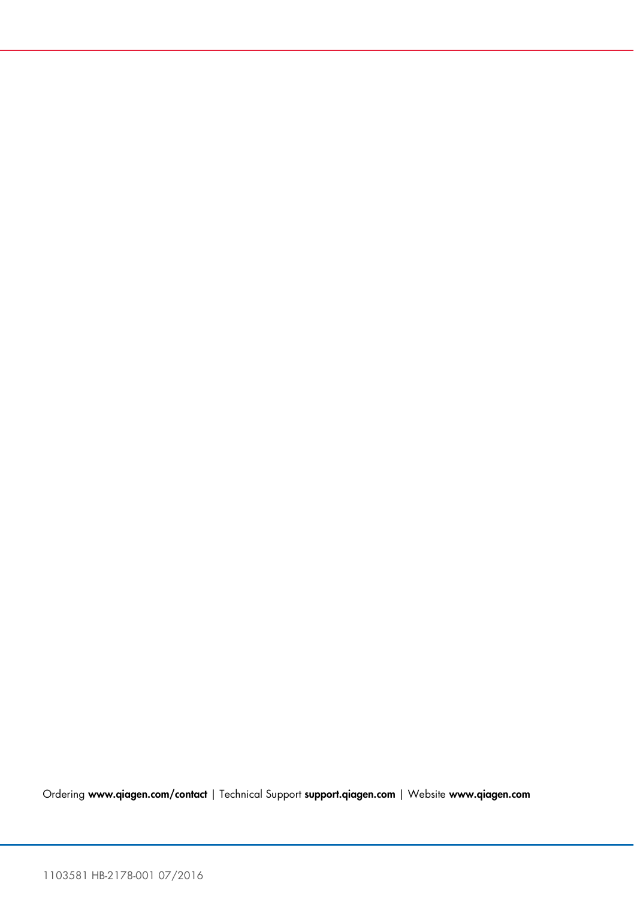Ordering **www.qiagen.com/contact** | Technical Support **support.qiagen.com** | Website **www.qiagen.com**

1103581 HB-2178-001 07/2016